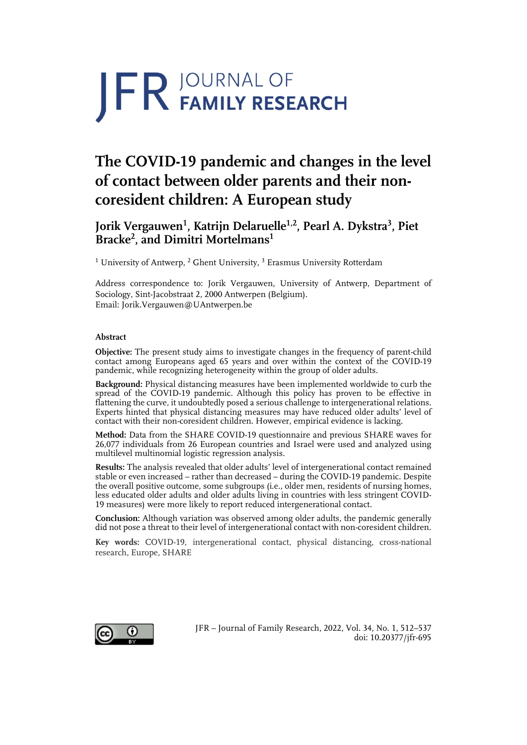# JFR JOURNAL OF FAMILY RESEARCH

# The COVID-19 pandemic and changes in the level of contact between older parents and their non-coresident children: A European study

**Jorik Vergauwen[1], Katrijn Delaruelle[1,2], Pearl A. Dykstra[3], Piet Bracke[2], and Dimitri Mortelmans[1]**

[1] University of Antwerp, [2] Ghent University, [3] Erasmus University Rotterdam

Address correspondence to: Jorik Vergauwen, University of Antwerp, Department of Sociology, Sint-Jacobstraat 2, 2000 Antwerpen (Belgium).
Email: Jorik.Vergauwen@UAntwerpen.be

### Abstract

**Objective:** The present study aims to investigate changes in the frequency of parent-child contact among Europeans aged 65 years and over within the context of the COVID-19 pandemic, while recognizing heterogeneity within the group of older adults.

**Background:** Physical distancing measures have been implemented worldwide to curb the spread of the COVID-19 pandemic. Although this policy has proven to be effective in flattening the curve, it undoubtedly posed a serious challenge to intergenerational relations. Experts hinted that physical distancing measures may have reduced older adults' level of contact with their non-coresident children. However, empirical evidence is lacking.

**Method:** Data from the SHARE COVID-19 questionnaire and previous SHARE waves for 26,077 individuals from 26 European countries and Israel were used and analyzed using multilevel multinomial logistic regression analysis.

**Results:** The analysis revealed that older adults' level of intergenerational contact remained stable or even increased – rather than decreased – during the COVID-19 pandemic. Despite the overall positive outcome, some subgroups (i.e., older men, residents of nursing homes, less educated older adults and older adults living in countries with less stringent COVID-19 measures) were more likely to report reduced intergenerational contact.

**Conclusion:** Although variation was observed among older adults, the pandemic generally did not pose a threat to their level of intergenerational contact with non-coresident children.

**Key words:** COVID-19, intergenerational contact, physical distancing, cross-national research, Europe, SHARE

JFR – Journal of Family Research, 2022, Vol. 34, No. 1, 512–537
doi: 10.20377/jfr-695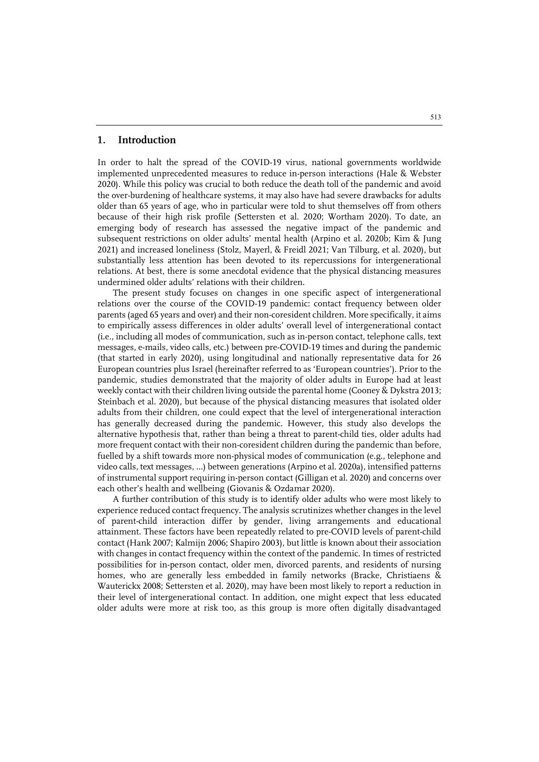## 1. Introduction

In order to halt the spread of the COVID-19 virus, national governments worldwide implemented unprecedented measures to reduce in-person interactions (Hale & Webster 2020). While this policy was crucial to both reduce the death toll of the pandemic and avoid the over-burdening of healthcare systems, it may also have had severe drawbacks for adults older than 65 years of age, who in particular were told to shut themselves off from others because of their high risk profile (Settersten et al. 2020; Wortham 2020). To date, an emerging body of research has assessed the negative impact of the pandemic and subsequent restrictions on older adults' mental health (Arpino et al. 2020b; Kim & Jung 2021) and increased loneliness (Stolz, Mayerl, & Freidl 2021; Van Tilburg, et al. 2020), but substantially less attention has been devoted to its repercussions for intergenerational relations. At best, there is some anecdotal evidence that the physical distancing measures undermined older adults' relations with their children.

The present study focuses on changes in one specific aspect of intergenerational relations over the course of the COVID-19 pandemic: contact frequency between older parents (aged 65 years and over) and their non-coresident children. More specifically, it aims to empirically assess differences in older adults' overall level of intergenerational contact (i.e., including all modes of communication, such as in-person contact, telephone calls, text messages, e-mails, video calls, etc.) between pre-COVID-19 times and during the pandemic (that started in early 2020), using longitudinal and nationally representative data for 26 European countries plus Israel (hereinafter referred to as 'European countries'). Prior to the pandemic, studies demonstrated that the majority of older adults in Europe had at least weekly contact with their children living outside the parental home (Cooney & Dykstra 2013; Steinbach et al. 2020), but because of the physical distancing measures that isolated older adults from their children, one could expect that the level of intergenerational interaction has generally decreased during the pandemic. However, this study also develops the alternative hypothesis that, rather than being a threat to parent-child ties, older adults had more frequent contact with their non-coresident children during the pandemic than before, fuelled by a shift towards more non-physical modes of communication (e.g., telephone and video calls, text messages, ...) between generations (Arpino et al. 2020a), intensified patterns of instrumental support requiring in-person contact (Gilligan et al. 2020) and concerns over each other's health and wellbeing (Giovanis & Ozdamar 2020).

A further contribution of this study is to identify older adults who were most likely to experience reduced contact frequency. The analysis scrutinizes whether changes in the level of parent-child interaction differ by gender, living arrangements and educational attainment. These factors have been repeatedly related to pre-COVID levels of parent-child contact (Hank 2007; Kalmijn 2006; Shapiro 2003), but little is known about their association with changes in contact frequency within the context of the pandemic. In times of restricted possibilities for in-person contact, older men, divorced parents, and residents of nursing homes, who are generally less embedded in family networks (Bracke, Christiaens & Wauterickx 2008; Settersten et al. 2020), may have been most likely to report a reduction in their level of intergenerational contact. In addition, one might expect that less educated older adults were more at risk too, as this group is more often digitally disadvantaged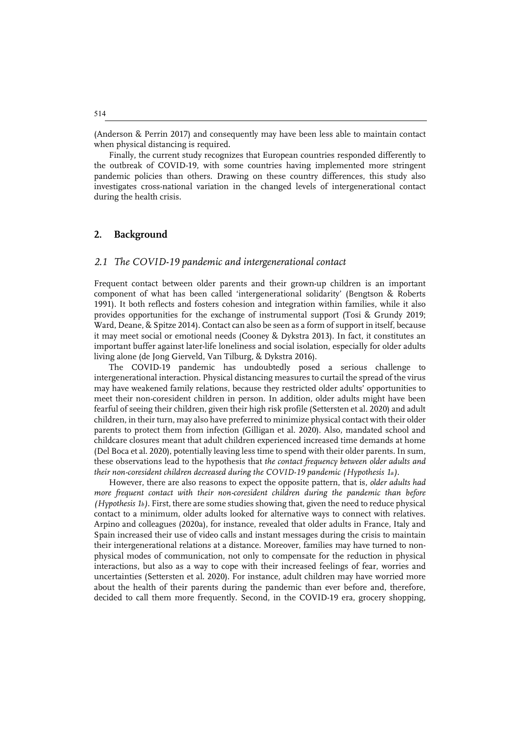(Anderson & Perrin 2017) and consequently may have been less able to maintain contact when physical distancing is required.

Finally, the current study recognizes that European countries responded differently to the outbreak of COVID-19, with some countries having implemented more stringent pandemic policies than others. Drawing on these country differences, this study also investigates cross-national variation in the changed levels of intergenerational contact during the health crisis.

## 2. Background

### 2.1 The COVID-19 pandemic and intergenerational contact

Frequent contact between older parents and their grown-up children is an important component of what has been called 'intergenerational solidarity' (Bengtson & Roberts 1991). It both reflects and fosters cohesion and integration within families, while it also provides opportunities for the exchange of instrumental support (Tosi & Grundy 2019; Ward, Deane, & Spitze 2014). Contact can also be seen as a form of support in itself, because it may meet social or emotional needs (Cooney & Dykstra 2013). In fact, it constitutes an important buffer against later-life loneliness and social isolation, especially for older adults living alone (de Jong Gierveld, Van Tilburg, & Dykstra 2016).

The COVID-19 pandemic has undoubtedly posed a serious challenge to intergenerational interaction. Physical distancing measures to curtail the spread of the virus may have weakened family relations, because they restricted older adults' opportunities to meet their non-coresident children in person. In addition, older adults might have been fearful of seeing their children, given their high risk profile (Settersten et al. 2020) and adult children, in their turn, may also have preferred to minimize physical contact with their older parents to protect them from infection (Gilligan et al. 2020). Also, mandated school and childcare closures meant that adult children experienced increased time demands at home (Del Boca et al. 2020), potentially leaving less time to spend with their older parents. In sum, these observations lead to the hypothesis that *the contact frequency between older adults and their non-coresident children decreased during the COVID-19 pandemic (Hypothesis 1a)*.

However, there are also reasons to expect the opposite pattern, that is, *older adults had more frequent contact with their non-coresident children during the pandemic than before (Hypothesis 1b)*. First, there are some studies showing that, given the need to reduce physical contact to a minimum, older adults looked for alternative ways to connect with relatives. Arpino and colleagues (2020a), for instance, revealed that older adults in France, Italy and Spain increased their use of video calls and instant messages during the crisis to maintain their intergenerational relations at a distance. Moreover, families may have turned to non-physical modes of communication, not only to compensate for the reduction in physical interactions, but also as a way to cope with their increased feelings of fear, worries and uncertainties (Settersten et al. 2020). For instance, adult children may have worried more about the health of their parents during the pandemic than ever before and, therefore, decided to call them more frequently. Second, in the COVID-19 era, grocery shopping,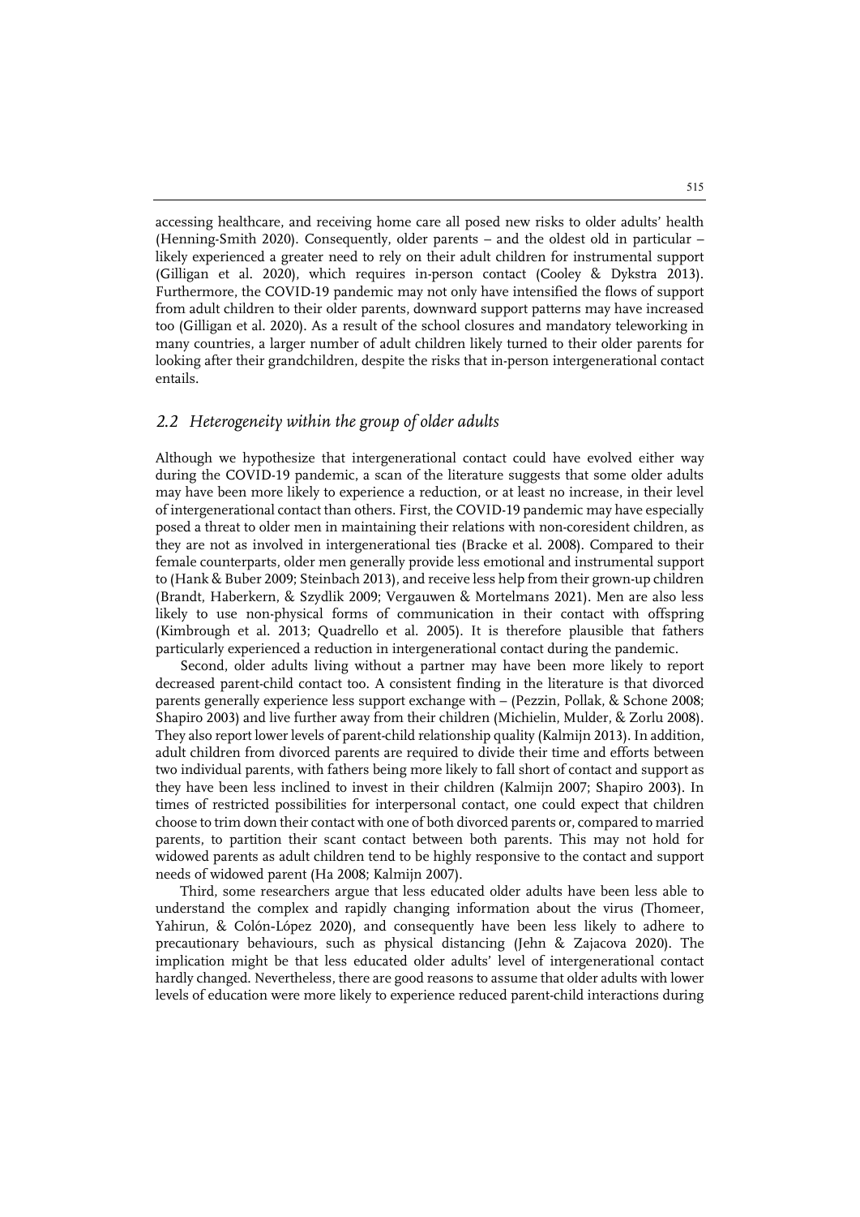accessing healthcare, and receiving home care all posed new risks to older adults' health (Henning-Smith 2020). Consequently, older parents – and the oldest old in particular – likely experienced a greater need to rely on their adult children for instrumental support (Gilligan et al. 2020), which requires in-person contact (Cooley & Dykstra 2013). Furthermore, the COVID-19 pandemic may not only have intensified the flows of support from adult children to their older parents, downward support patterns may have increased too (Gilligan et al. 2020). As a result of the school closures and mandatory teleworking in many countries, a larger number of adult children likely turned to their older parents for looking after their grandchildren, despite the risks that in-person intergenerational contact entails.

## *2.2 Heterogeneity within the group of older adults*

Although we hypothesize that intergenerational contact could have evolved either way during the COVID-19 pandemic, a scan of the literature suggests that some older adults may have been more likely to experience a reduction, or at least no increase, in their level of intergenerational contact than others. First, the COVID-19 pandemic may have especially posed a threat to older men in maintaining their relations with non-coresident children, as they are not as involved in intergenerational ties (Bracke et al. 2008). Compared to their female counterparts, older men generally provide less emotional and instrumental support to (Hank & Buber 2009; Steinbach 2013), and receive less help from their grown-up children (Brandt, Haberkern, & Szydlik 2009; Vergauwen & Mortelmans 2021). Men are also less likely to use non-physical forms of communication in their contact with offspring (Kimbrough et al. 2013; Quadrello et al. 2005). It is therefore plausible that fathers particularly experienced a reduction in intergenerational contact during the pandemic.

Second, older adults living without a partner may have been more likely to report decreased parent-child contact too. A consistent finding in the literature is that divorced parents generally experience less support exchange with – (Pezzin, Pollak, & Schone 2008; Shapiro 2003) and live further away from their children (Michielin, Mulder, & Zorlu 2008). They also report lower levels of parent-child relationship quality (Kalmijn 2013). In addition, adult children from divorced parents are required to divide their time and efforts between two individual parents, with fathers being more likely to fall short of contact and support as they have been less inclined to invest in their children (Kalmijn 2007; Shapiro 2003). In times of restricted possibilities for interpersonal contact, one could expect that children choose to trim down their contact with one of both divorced parents or, compared to married parents, to partition their scant contact between both parents. This may not hold for widowed parents as adult children tend to be highly responsive to the contact and support needs of widowed parent (Ha 2008; Kalmijn 2007).

Third, some researchers argue that less educated older adults have been less able to understand the complex and rapidly changing information about the virus (Thomeer, Yahirun, & Colón-López 2020), and consequently have been less likely to adhere to precautionary behaviours, such as physical distancing (Jehn & Zajacova 2020). The implication might be that less educated older adults' level of intergenerational contact hardly changed. Nevertheless, there are good reasons to assume that older adults with lower levels of education were more likely to experience reduced parent-child interactions during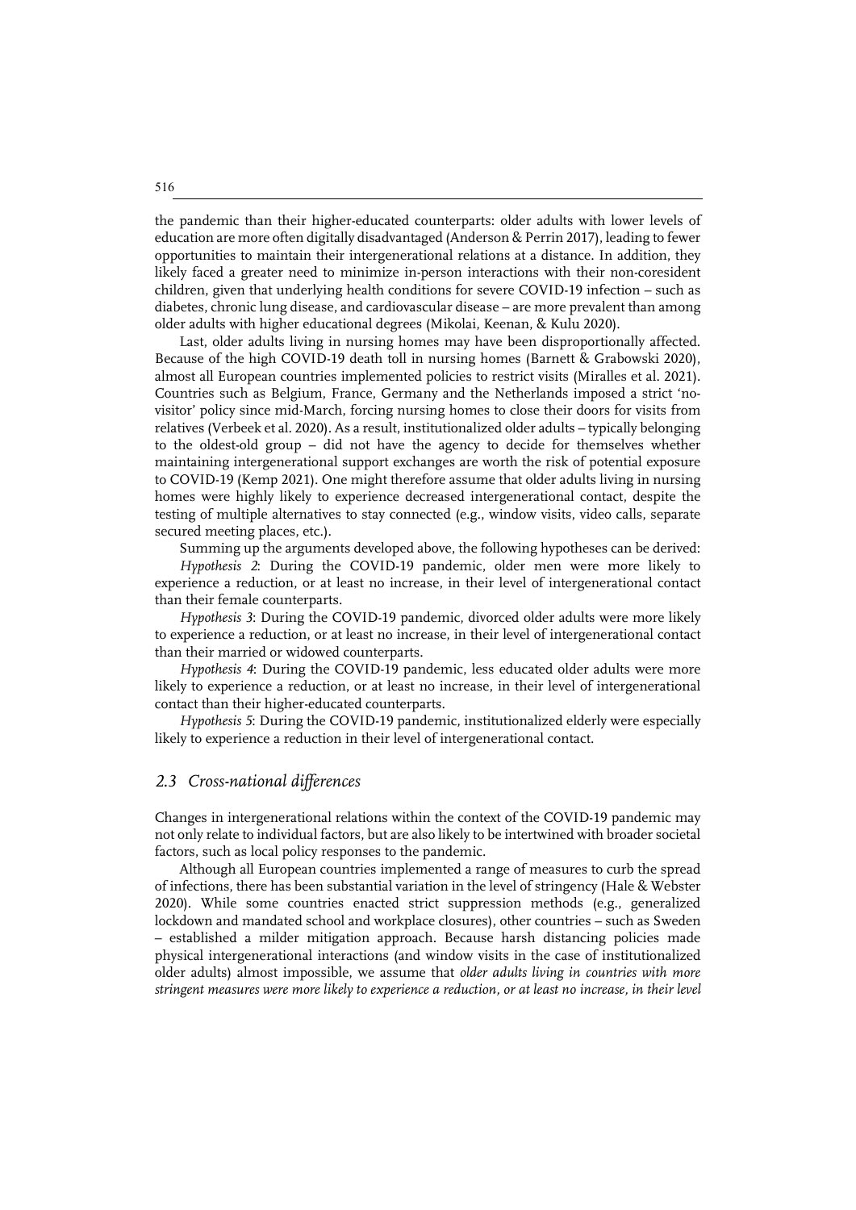the pandemic than their higher-educated counterparts: older adults with lower levels of education are more often digitally disadvantaged (Anderson & Perrin 2017), leading to fewer opportunities to maintain their intergenerational relations at a distance. In addition, they likely faced a greater need to minimize in-person interactions with their non-coresident children, given that underlying health conditions for severe COVID-19 infection – such as diabetes, chronic lung disease, and cardiovascular disease – are more prevalent than among older adults with higher educational degrees (Mikolai, Keenan, & Kulu 2020).

Last, older adults living in nursing homes may have been disproportionally affected. Because of the high COVID-19 death toll in nursing homes (Barnett & Grabowski 2020), almost all European countries implemented policies to restrict visits (Miralles et al. 2021). Countries such as Belgium, France, Germany and the Netherlands imposed a strict 'no-visitor' policy since mid-March, forcing nursing homes to close their doors for visits from relatives (Verbeek et al. 2020). As a result, institutionalized older adults – typically belonging to the oldest-old group – did not have the agency to decide for themselves whether maintaining intergenerational support exchanges are worth the risk of potential exposure to COVID-19 (Kemp 2021). One might therefore assume that older adults living in nursing homes were highly likely to experience decreased intergenerational contact, despite the testing of multiple alternatives to stay connected (e.g., window visits, video calls, separate secured meeting places, etc.).

Summing up the arguments developed above, the following hypotheses can be derived:

*Hypothesis 2*: During the COVID-19 pandemic, older men were more likely to experience a reduction, or at least no increase, in their level of intergenerational contact than their female counterparts.

*Hypothesis 3*: During the COVID-19 pandemic, divorced older adults were more likely to experience a reduction, or at least no increase, in their level of intergenerational contact than their married or widowed counterparts.

*Hypothesis 4*: During the COVID-19 pandemic, less educated older adults were more likely to experience a reduction, or at least no increase, in their level of intergenerational contact than their higher-educated counterparts.

*Hypothesis 5*: During the COVID-19 pandemic, institutionalized elderly were especially likely to experience a reduction in their level of intergenerational contact.

### *2.3 Cross-national differences*

Changes in intergenerational relations within the context of the COVID-19 pandemic may not only relate to individual factors, but are also likely to be intertwined with broader societal factors, such as local policy responses to the pandemic.

Although all European countries implemented a range of measures to curb the spread of infections, there has been substantial variation in the level of stringency (Hale & Webster 2020). While some countries enacted strict suppression methods (e.g., generalized lockdown and mandated school and workplace closures), other countries – such as Sweden – established a milder mitigation approach. Because harsh distancing policies made physical intergenerational interactions (and window visits in the case of institutionalized older adults) almost impossible, we assume that *older adults living in countries with more stringent measures were more likely to experience a reduction, or at least no increase, in their level*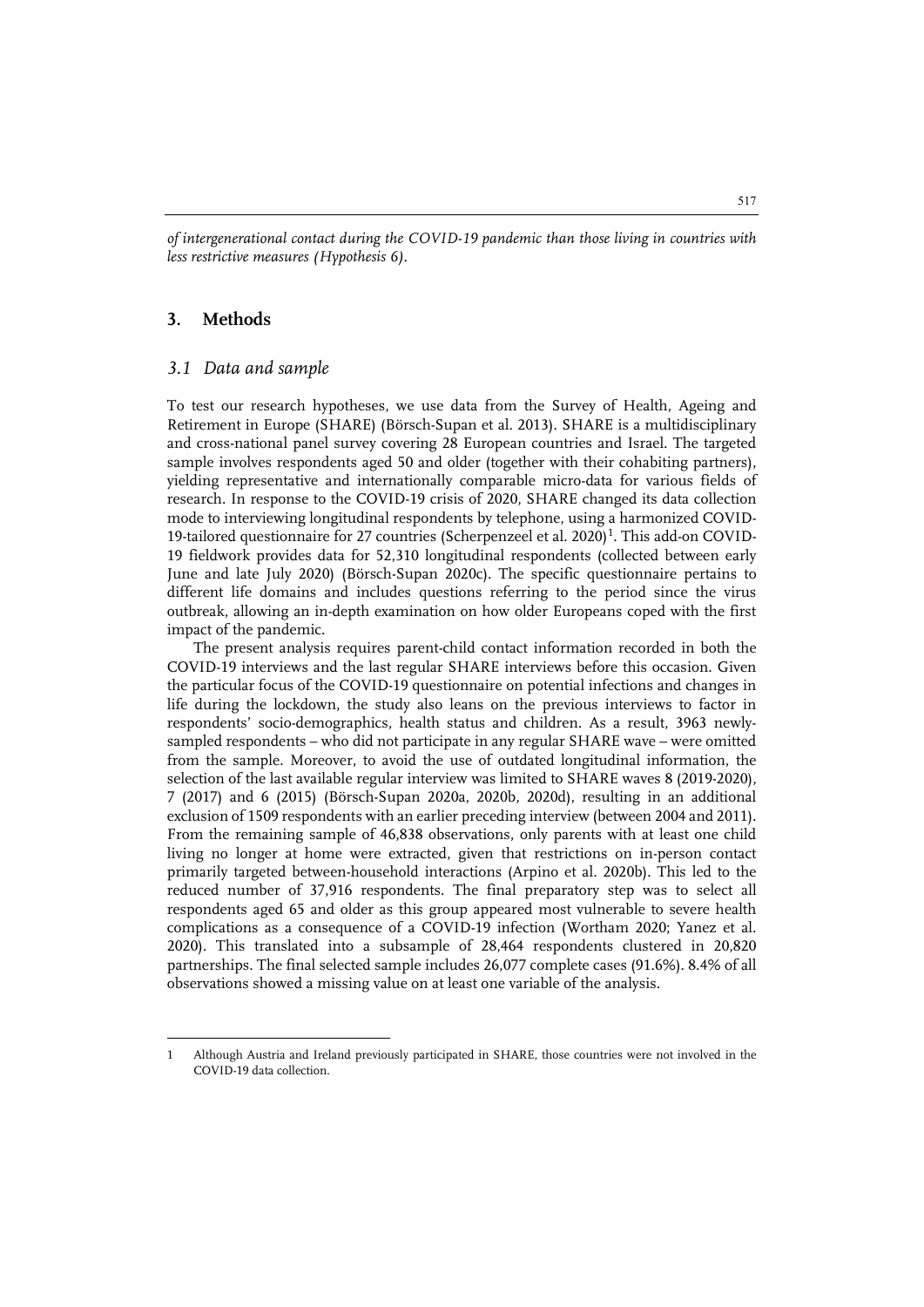*of intergenerational contact during the COVID-19 pandemic than those living in countries with less restrictive measures (Hypothesis 6).*

## 3. Methods

### *3.1 Data and sample*

To test our research hypotheses, we use data from the Survey of Health, Ageing and Retirement in Europe (SHARE) (Börsch-Supan et al. 2013). SHARE is a multidisciplinary and cross-national panel survey covering 28 European countries and Israel. The targeted sample involves respondents aged 50 and older (together with their cohabiting partners), yielding representative and internationally comparable micro-data for various fields of research. In response to the COVID-19 crisis of 2020, SHARE changed its data collection mode to interviewing longitudinal respondents by telephone, using a harmonized COVID-19-tailored questionnaire for 27 countries (Scherpenzeel et al. 2020)[1]. This add-on COVID-19 fieldwork provides data for 52,310 longitudinal respondents (collected between early June and late July 2020) (Börsch-Supan 2020c). The specific questionnaire pertains to different life domains and includes questions referring to the period since the virus outbreak, allowing an in-depth examination on how older Europeans coped with the first impact of the pandemic.

The present analysis requires parent-child contact information recorded in both the COVID-19 interviews and the last regular SHARE interviews before this occasion. Given the particular focus of the COVID-19 questionnaire on potential infections and changes in life during the lockdown, the study also leans on the previous interviews to factor in respondents' socio-demographics, health status and children. As a result, 3963 newly-sampled respondents – who did not participate in any regular SHARE wave – were omitted from the sample. Moreover, to avoid the use of outdated longitudinal information, the selection of the last available regular interview was limited to SHARE waves 8 (2019-2020), 7 (2017) and 6 (2015) (Börsch-Supan 2020a, 2020b, 2020d), resulting in an additional exclusion of 1509 respondents with an earlier preceding interview (between 2004 and 2011). From the remaining sample of 46,838 observations, only parents with at least one child living no longer at home were extracted, given that restrictions on in-person contact primarily targeted between-household interactions (Arpino et al. 2020b). This led to the reduced number of 37,916 respondents. The final preparatory step was to select all respondents aged 65 and older as this group appeared most vulnerable to severe health complications as a consequence of a COVID-19 infection (Wortham 2020; Yanez et al. 2020). This translated into a subsample of 28,464 respondents clustered in 20,820 partnerships. The final selected sample includes 26,077 complete cases (91.6%). 8.4% of all observations showed a missing value on at least one variable of the analysis.

---

1 Although Austria and Ireland previously participated in SHARE, those countries were not involved in the COVID-19 data collection.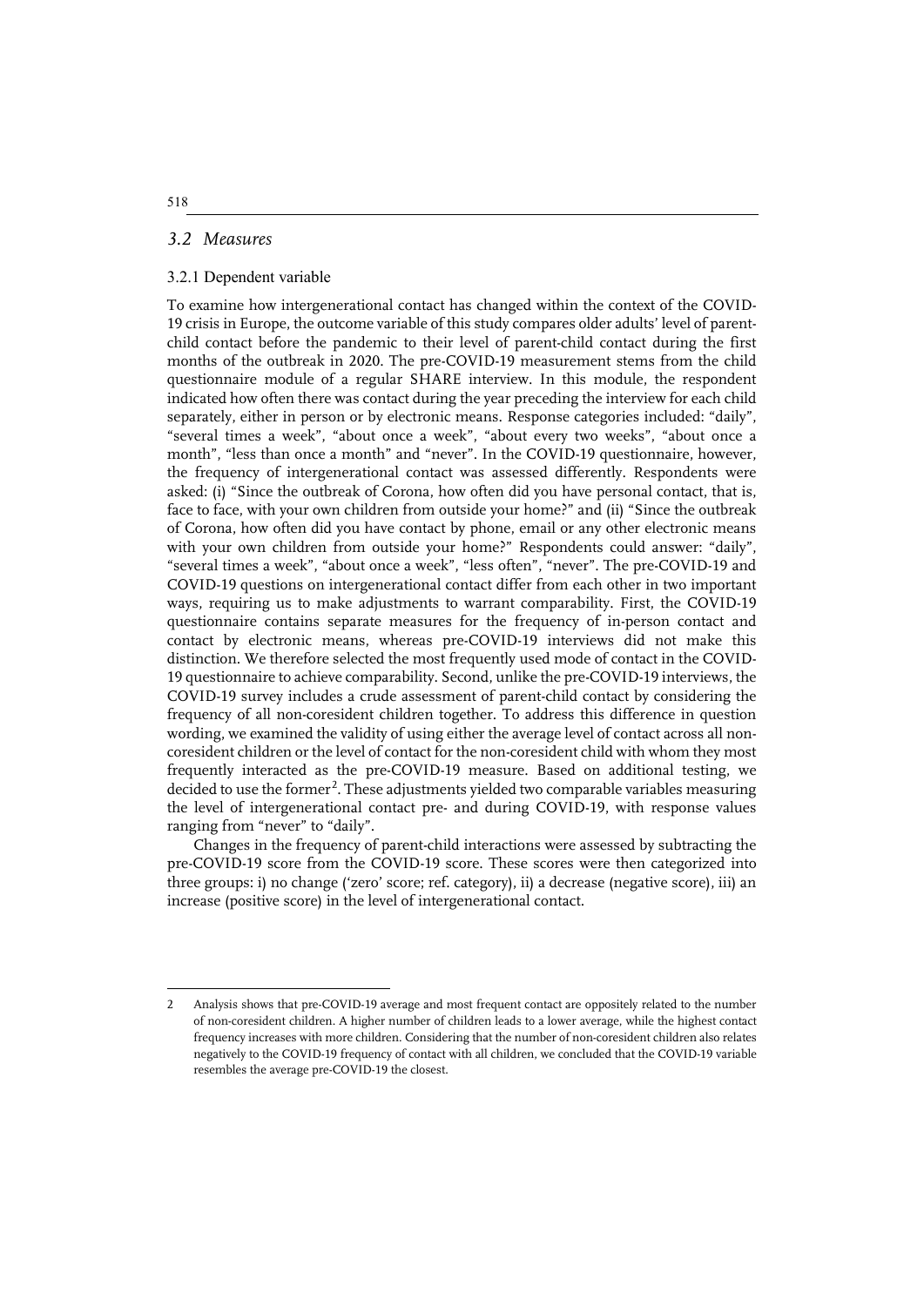## 3.2 Measures

### 3.2.1 Dependent variable

To examine how intergenerational contact has changed within the context of the COVID-19 crisis in Europe, the outcome variable of this study compares older adults' level of parent-child contact before the pandemic to their level of parent-child contact during the first months of the outbreak in 2020. The pre-COVID-19 measurement stems from the child questionnaire module of a regular SHARE interview. In this module, the respondent indicated how often there was contact during the year preceding the interview for each child separately, either in person or by electronic means. Response categories included: "daily", "several times a week", "about once a week", "about every two weeks", "about once a month", "less than once a month" and "never". In the COVID-19 questionnaire, however, the frequency of intergenerational contact was assessed differently. Respondents were asked: (i) "Since the outbreak of Corona, how often did you have personal contact, that is, face to face, with your own children from outside your home?" and (ii) "Since the outbreak of Corona, how often did you have contact by phone, email or any other electronic means with your own children from outside your home?" Respondents could answer: "daily", "several times a week", "about once a week", "less often", "never". The pre-COVID-19 and COVID-19 questions on intergenerational contact differ from each other in two important ways, requiring us to make adjustments to warrant comparability. First, the COVID-19 questionnaire contains separate measures for the frequency of in-person contact and contact by electronic means, whereas pre-COVID-19 interviews did not make this distinction. We therefore selected the most frequently used mode of contact in the COVID-19 questionnaire to achieve comparability. Second, unlike the pre-COVID-19 interviews, the COVID-19 survey includes a crude assessment of parent-child contact by considering the frequency of all non-coresident children together. To address this difference in question wording, we examined the validity of using either the average level of contact across all non-coresident children or the level of contact for the non-coresident child with whom they most frequently interacted as the pre-COVID-19 measure. Based on additional testing, we decided to use the former[2]. These adjustments yielded two comparable variables measuring the level of intergenerational contact pre- and during COVID-19, with response values ranging from "never" to "daily".

Changes in the frequency of parent-child interactions were assessed by subtracting the pre-COVID-19 score from the COVID-19 score. These scores were then categorized into three groups: i) no change ('zero' score; ref. category), ii) a decrease (negative score), iii) an increase (positive score) in the level of intergenerational contact.

---

2 Analysis shows that pre-COVID-19 average and most frequent contact are oppositely related to the number of non-coresident children. A higher number of children leads to a lower average, while the highest contact frequency increases with more children. Considering that the number of non-coresident children also relates negatively to the COVID-19 frequency of contact with all children, we concluded that the COVID-19 variable resembles the average pre-COVID-19 the closest.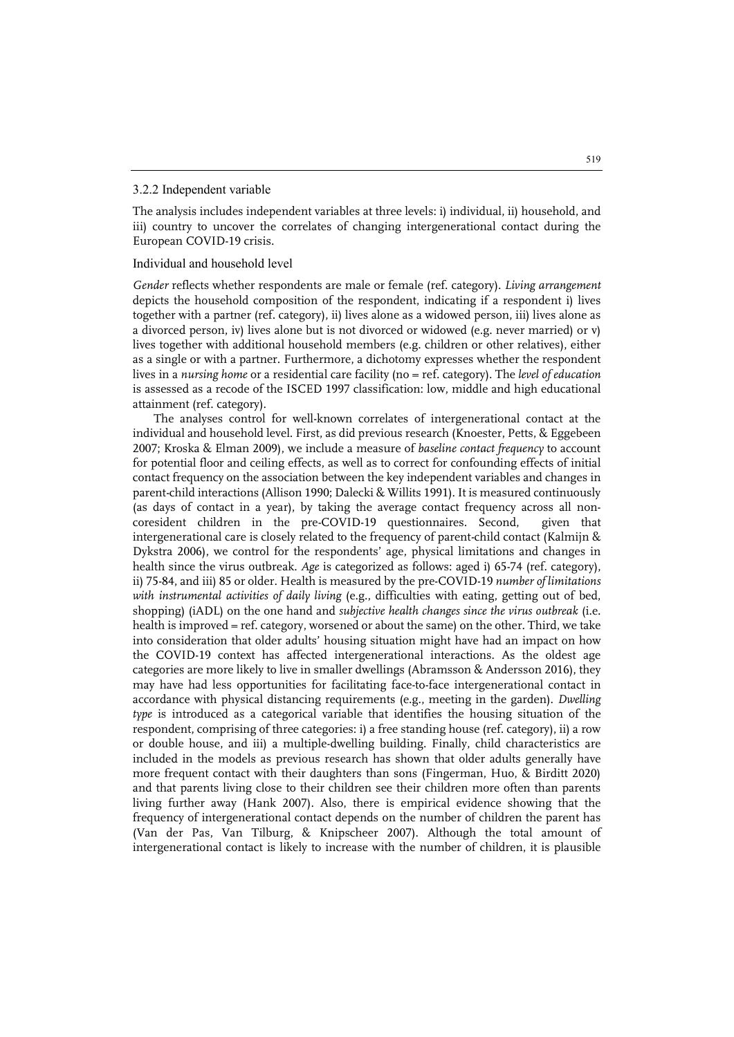### 3.2.2 Independent variable

The analysis includes independent variables at three levels: i) individual, ii) household, and iii) country to uncover the correlates of changing intergenerational contact during the European COVID-19 crisis.

#### Individual and household level

*Gender* reflects whether respondents are male or female (ref. category). *Living arrangement* depicts the household composition of the respondent, indicating if a respondent i) lives together with a partner (ref. category), ii) lives alone as a widowed person, iii) lives alone as a divorced person, iv) lives alone but is not divorced or widowed (e.g. never married) or v) lives together with additional household members (e.g. children or other relatives), either as a single or with a partner. Furthermore, a dichotomy expresses whether the respondent lives in a *nursing home* or a residential care facility (no = ref. category). The *level of education* is assessed as a recode of the ISCED 1997 classification: low, middle and high educational attainment (ref. category).

The analyses control for well-known correlates of intergenerational contact at the individual and household level. First, as did previous research (Knoester, Petts, & Eggebeen 2007; Kroska & Elman 2009), we include a measure of *baseline contact frequency* to account for potential floor and ceiling effects, as well as to correct for confounding effects of initial contact frequency on the association between the key independent variables and changes in parent-child interactions (Allison 1990; Dalecki & Willits 1991). It is measured continuously (as days of contact in a year), by taking the average contact frequency across all non-coresident children in the pre-COVID-19 questionnaires. Second, given that intergenerational care is closely related to the frequency of parent-child contact (Kalmijn & Dykstra 2006), we control for the respondents' age, physical limitations and changes in health since the virus outbreak. *Age* is categorized as follows: aged i) 65-74 (ref. category), ii) 75-84, and iii) 85 or older. Health is measured by the pre-COVID-19 *number of limitations with instrumental activities of daily living* (e.g., difficulties with eating, getting out of bed, shopping) (iADL) on the one hand and *subjective health changes since the virus outbreak* (i.e. health is improved = ref. category, worsened or about the same) on the other. Third, we take into consideration that older adults' housing situation might have had an impact on how the COVID-19 context has affected intergenerational interactions. As the oldest age categories are more likely to live in smaller dwellings (Abramsson & Andersson 2016), they may have had less opportunities for facilitating face-to-face intergenerational contact in accordance with physical distancing requirements (e.g., meeting in the garden). *Dwelling type* is introduced as a categorical variable that identifies the housing situation of the respondent, comprising of three categories: i) a free standing house (ref. category), ii) a row or double house, and iii) a multiple-dwelling building. Finally, child characteristics are included in the models as previous research has shown that older adults generally have more frequent contact with their daughters than sons (Fingerman, Huo, & Birditt 2020) and that parents living close to their children see their children more often than parents living further away (Hank 2007). Also, there is empirical evidence showing that the frequency of intergenerational contact depends on the number of children the parent has (Van der Pas, Van Tilburg, & Knipscheer 2007). Although the total amount of intergenerational contact is likely to increase with the number of children, it is plausible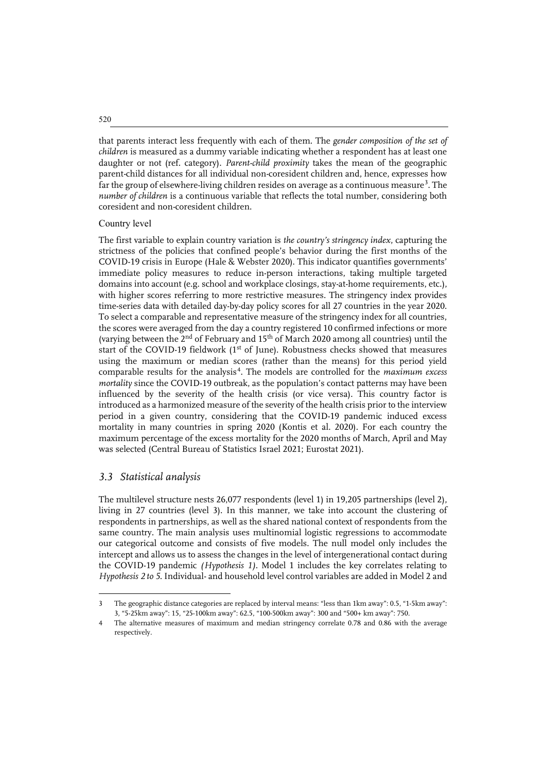that parents interact less frequently with each of them. The *gender composition of the set of children* is measured as a dummy variable indicating whether a respondent has at least one daughter or not (ref. category). *Parent-child proximity* takes the mean of the geographic parent-child distances for all individual non-coresident children and, hence, expresses how far the group of elsewhere-living children resides on average as a continuous measure[3]. The *number of children* is a continuous variable that reflects the total number, considering both coresident and non-coresident children.

### Country level

The first variable to explain country variation is *the country's stringency index*, capturing the strictness of the policies that confined people's behavior during the first months of the COVID-19 crisis in Europe (Hale & Webster 2020). This indicator quantifies governments' immediate policy measures to reduce in-person interactions, taking multiple targeted domains into account (e.g. school and workplace closings, stay-at-home requirements, etc.), with higher scores referring to more restrictive measures. The stringency index provides time-series data with detailed day-by-day policy scores for all 27 countries in the year 2020. To select a comparable and representative measure of the stringency index for all countries, the scores were averaged from the day a country registered 10 confirmed infections or more (varying between the 2nd of February and 15th of March 2020 among all countries) until the start of the COVID-19 fieldwork (1st of June). Robustness checks showed that measures using the maximum or median scores (rather than the means) for this period yield comparable results for the analysis[4]. The models are controlled for the *maximum excess mortality* since the COVID-19 outbreak, as the population's contact patterns may have been influenced by the severity of the health crisis (or vice versa). This country factor is introduced as a harmonized measure of the severity of the health crisis prior to the interview period in a given country, considering that the COVID-19 pandemic induced excess mortality in many countries in spring 2020 (Kontis et al. 2020). For each country the maximum percentage of the excess mortality for the 2020 months of March, April and May was selected (Central Bureau of Statistics Israel 2021; Eurostat 2021).

## *3.3 Statistical analysis*

The multilevel structure nests 26,077 respondents (level 1) in 19,205 partnerships (level 2), living in 27 countries (level 3). In this manner, we take into account the clustering of respondents in partnerships, as well as the shared national context of respondents from the same country. The main analysis uses multinomial logistic regressions to accommodate our categorical outcome and consists of five models. The null model only includes the intercept and allows us to assess the changes in the level of intergenerational contact during the COVID-19 pandemic *(Hypothesis 1)*. Model 1 includes the key correlates relating to *Hypothesis 2 to 5*. Individual- and household level control variables are added in Model 2 and

---

3 The geographic distance categories are replaced by interval means: "less than 1km away": 0.5, "1-5km away": 3, "5-25km away": 15, "25-100km away": 62.5, "100-500km away": 300 and "500+ km away": 750.

4 The alternative measures of maximum and median stringency correlate 0.78 and 0.86 with the average respectively.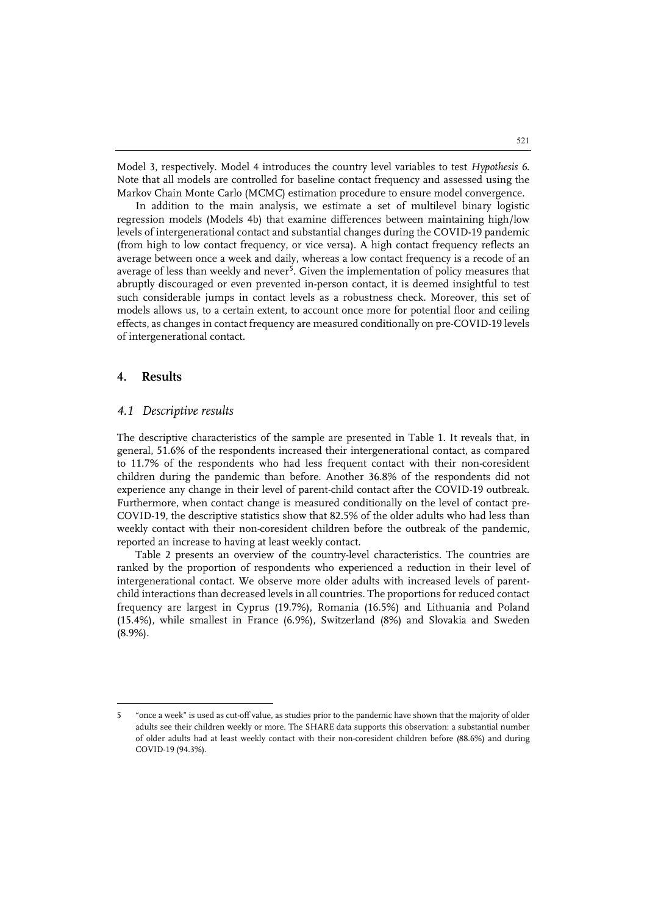Model 3, respectively. Model 4 introduces the country level variables to test *Hypothesis 6*. Note that all models are controlled for baseline contact frequency and assessed using the Markov Chain Monte Carlo (MCMC) estimation procedure to ensure model convergence.

In addition to the main analysis, we estimate a set of multilevel binary logistic regression models (Models 4b) that examine differences between maintaining high/low levels of intergenerational contact and substantial changes during the COVID-19 pandemic (from high to low contact frequency, or vice versa). A high contact frequency reflects an average between once a week and daily, whereas a low contact frequency is a recode of an average of less than weekly and never[5]. Given the implementation of policy measures that abruptly discouraged or even prevented in-person contact, it is deemed insightful to test such considerable jumps in contact levels as a robustness check. Moreover, this set of models allows us, to a certain extent, to account once more for potential floor and ceiling effects, as changes in contact frequency are measured conditionally on pre-COVID-19 levels of intergenerational contact.

## 4. Results

### 4.1 Descriptive results

The descriptive characteristics of the sample are presented in Table 1. It reveals that, in general, 51.6% of the respondents increased their intergenerational contact, as compared to 11.7% of the respondents who had less frequent contact with their non-coresident children during the pandemic than before. Another 36.8% of the respondents did not experience any change in their level of parent-child contact after the COVID-19 outbreak. Furthermore, when contact change is measured conditionally on the level of contact pre-COVID-19, the descriptive statistics show that 82.5% of the older adults who had less than weekly contact with their non-coresident children before the outbreak of the pandemic, reported an increase to having at least weekly contact.

Table 2 presents an overview of the country-level characteristics. The countries are ranked by the proportion of respondents who experienced a reduction in their level of intergenerational contact. We observe more older adults with increased levels of parent-child interactions than decreased levels in all countries. The proportions for reduced contact frequency are largest in Cyprus (19.7%), Romania (16.5%) and Lithuania and Poland (15.4%), while smallest in France (6.9%), Switzerland (8%) and Slovakia and Sweden (8.9%).

---

5 "once a week" is used as cut-off value, as studies prior to the pandemic have shown that the majority of older adults see their children weekly or more. The SHARE data supports this observation: a substantial number of older adults had at least weekly contact with their non-coresident children before (88.6%) and during COVID-19 (94.3%).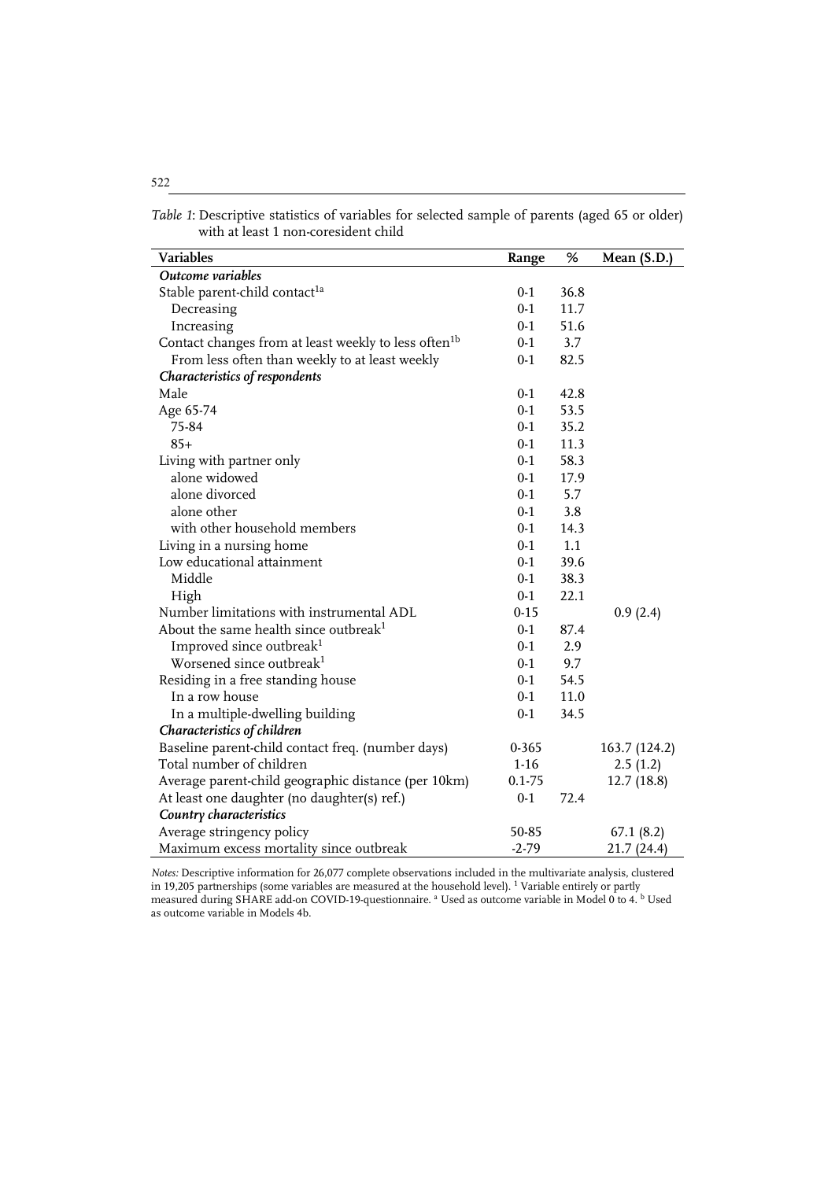*Table 1*: Descriptive statistics of variables for selected sample of parents (aged 65 or older) with at least 1 non-coresident child

| Variables | Range | % | Mean (S.D.) |
|---|---|---|---|
| ***Outcome variables*** | | | |
| Stable parent-child contact[1a] | 0-1 | 36.8 | |
| Decreasing | 0-1 | 11.7 | |
| Increasing | 0-1 | 51.6 | |
| Contact changes from at least weekly to less often[1b] | 0-1 | 3.7 | |
| From less often than weekly to at least weekly | 0-1 | 82.5 | |
| ***Characteristics of respondents*** | | | |
| Male | 0-1 | 42.8 | |
| Age 65-74 | 0-1 | 53.5 | |
| 75-84 | 0-1 | 35.2 | |
| 85+ | 0-1 | 11.3 | |
| Living with partner only | 0-1 | 58.3 | |
| alone widowed | 0-1 | 17.9 | |
| alone divorced | 0-1 | 5.7 | |
| alone other | 0-1 | 3.8 | |
| with other household members | 0-1 | 14.3 | |
| Living in a nursing home | 0-1 | 1.1 | |
| Low educational attainment | 0-1 | 39.6 | |
| Middle | 0-1 | 38.3 | |
| High | 0-1 | 22.1 | |
| Number limitations with instrumental ADL | 0-15 | | 0.9 (2.4) |
| About the same health since outbreak[1] | 0-1 | 87.4 | |
| Improved since outbreak[1] | 0-1 | 2.9 | |
| Worsened since outbreak[1] | 0-1 | 9.7 | |
| Residing in a free standing house | 0-1 | 54.5 | |
| In a row house | 0-1 | 11.0 | |
| In a multiple-dwelling building | 0-1 | 34.5 | |
| ***Characteristics of children*** | | | |
| Baseline parent-child contact freq. (number days) | 0-365 | | 163.7 (124.2) |
| Total number of children | 1-16 | | 2.5 (1.2) |
| Average parent-child geographic distance (per 10km) | 0.1-75 | | 12.7 (18.8) |
| At least one daughter (no daughter(s) ref.) | 0-1 | 72.4 | |
| ***Country characteristics*** | | | |
| Average stringency policy | 50-85 | | 67.1 (8.2) |
| Maximum excess mortality since outbreak | -2-79 | | 21.7 (24.4) |

*Notes:* Descriptive information for 26,077 complete observations included in the multivariate analysis, clustered in 19,205 partnerships (some variables are measured at the household level). [1] Variable entirely or partly measured during SHARE add-on COVID-19-questionnaire. [a] Used as outcome variable in Model 0 to 4. [b] Used as outcome variable in Models 4b.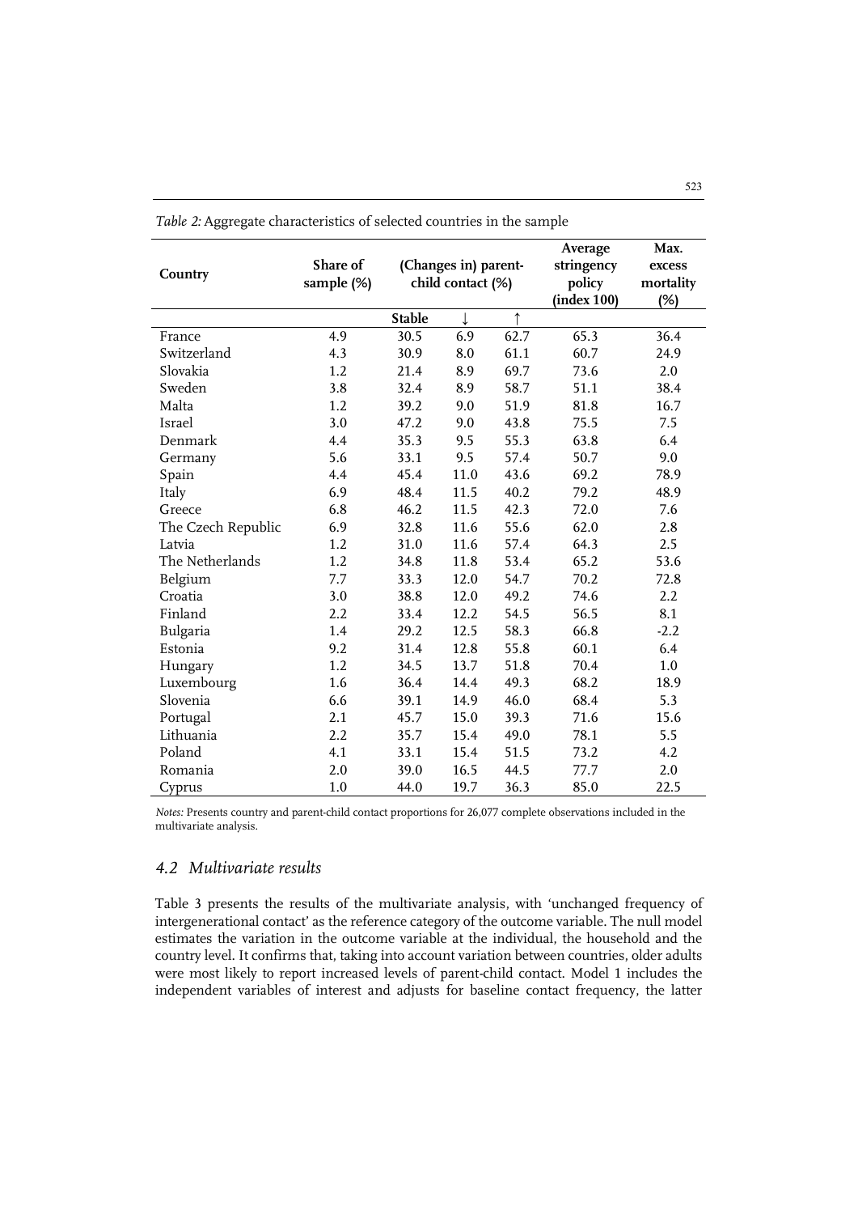*Table 2:* Aggregate characteristics of selected countries in the sample

| Country | Share of sample (%) | (Changes in) parent-child contact (%) | | | Average stringency policy (index 100) | Max. excess mortality (%) |
|---|---|---|---|---|---|---|
| | | Stable | ↓ | ↑ | | |
| France | 4.9 | 30.5 | 6.9 | 62.7 | 65.3 | 36.4 |
| Switzerland | 4.3 | 30.9 | 8.0 | 61.1 | 60.7 | 24.9 |
| Slovakia | 1.2 | 21.4 | 8.9 | 69.7 | 73.6 | 2.0 |
| Sweden | 3.8 | 32.4 | 8.9 | 58.7 | 51.1 | 38.4 |
| Malta | 1.2 | 39.2 | 9.0 | 51.9 | 81.8 | 16.7 |
| Israel | 3.0 | 47.2 | 9.0 | 43.8 | 75.5 | 7.5 |
| Denmark | 4.4 | 35.3 | 9.5 | 55.3 | 63.8 | 6.4 |
| Germany | 5.6 | 33.1 | 9.5 | 57.4 | 50.7 | 9.0 |
| Spain | 4.4 | 45.4 | 11.0 | 43.6 | 69.2 | 78.9 |
| Italy | 6.9 | 48.4 | 11.5 | 40.2 | 79.2 | 48.9 |
| Greece | 6.8 | 46.2 | 11.5 | 42.3 | 72.0 | 7.6 |
| The Czech Republic | 6.9 | 32.8 | 11.6 | 55.6 | 62.0 | 2.8 |
| Latvia | 1.2 | 31.0 | 11.6 | 57.4 | 64.3 | 2.5 |
| The Netherlands | 1.2 | 34.8 | 11.8 | 53.4 | 65.2 | 53.6 |
| Belgium | 7.7 | 33.3 | 12.0 | 54.7 | 70.2 | 72.8 |
| Croatia | 3.0 | 38.8 | 12.0 | 49.2 | 74.6 | 2.2 |
| Finland | 2.2 | 33.4 | 12.2 | 54.5 | 56.5 | 8.1 |
| Bulgaria | 1.4 | 29.2 | 12.5 | 58.3 | 66.8 | -2.2 |
| Estonia | 9.2 | 31.4 | 12.8 | 55.8 | 60.1 | 6.4 |
| Hungary | 1.2 | 34.5 | 13.7 | 51.8 | 70.4 | 1.0 |
| Luxembourg | 1.6 | 36.4 | 14.4 | 49.3 | 68.2 | 18.9 |
| Slovenia | 6.6 | 39.1 | 14.9 | 46.0 | 68.4 | 5.3 |
| Portugal | 2.1 | 45.7 | 15.0 | 39.3 | 71.6 | 15.6 |
| Lithuania | 2.2 | 35.7 | 15.4 | 49.0 | 78.1 | 5.5 |
| Poland | 4.1 | 33.1 | 15.4 | 51.5 | 73.2 | 4.2 |
| Romania | 2.0 | 39.0 | 16.5 | 44.5 | 77.7 | 2.0 |
| Cyprus | 1.0 | 44.0 | 19.7 | 36.3 | 85.0 | 22.5 |

*Notes:* Presents country and parent-child contact proportions for 26,077 complete observations included in the multivariate analysis.

### *4.2 Multivariate results*

Table 3 presents the results of the multivariate analysis, with 'unchanged frequency of intergenerational contact' as the reference category of the outcome variable. The null model estimates the variation in the outcome variable at the individual, the household and the country level. It confirms that, taking into account variation between countries, older adults were most likely to report increased levels of parent-child contact. Model 1 includes the independent variables of interest and adjusts for baseline contact frequency, the latter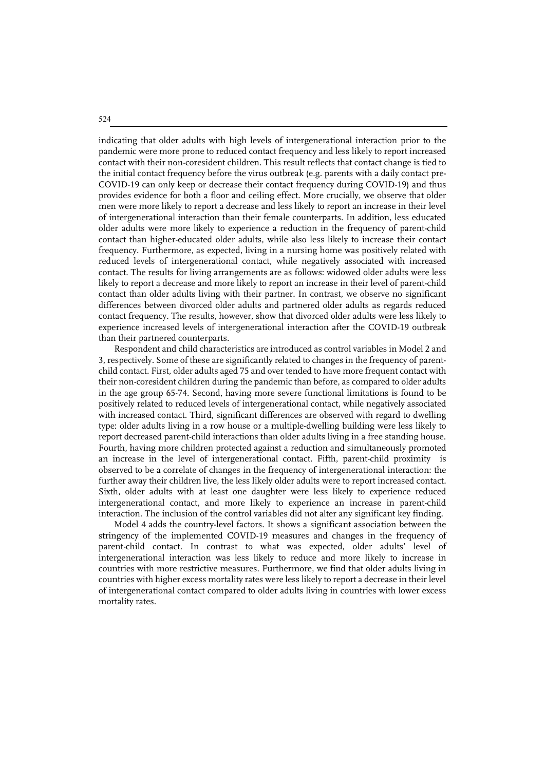indicating that older adults with high levels of intergenerational interaction prior to the pandemic were more prone to reduced contact frequency and less likely to report increased contact with their non-coresident children. This result reflects that contact change is tied to the initial contact frequency before the virus outbreak (e.g. parents with a daily contact pre-COVID-19 can only keep or decrease their contact frequency during COVID-19) and thus provides evidence for both a floor and ceiling effect. More crucially, we observe that older men were more likely to report a decrease and less likely to report an increase in their level of intergenerational interaction than their female counterparts. In addition, less educated older adults were more likely to experience a reduction in the frequency of parent-child contact than higher-educated older adults, while also less likely to increase their contact frequency. Furthermore, as expected, living in a nursing home was positively related with reduced levels of intergenerational contact, while negatively associated with increased contact. The results for living arrangements are as follows: widowed older adults were less likely to report a decrease and more likely to report an increase in their level of parent-child contact than older adults living with their partner. In contrast, we observe no significant differences between divorced older adults and partnered older adults as regards reduced contact frequency. The results, however, show that divorced older adults were less likely to experience increased levels of intergenerational interaction after the COVID-19 outbreak than their partnered counterparts.

Respondent and child characteristics are introduced as control variables in Model 2 and 3, respectively. Some of these are significantly related to changes in the frequency of parent-child contact. First, older adults aged 75 and over tended to have more frequent contact with their non-coresident children during the pandemic than before, as compared to older adults in the age group 65-74. Second, having more severe functional limitations is found to be positively related to reduced levels of intergenerational contact, while negatively associated with increased contact. Third, significant differences are observed with regard to dwelling type: older adults living in a row house or a multiple-dwelling building were less likely to report decreased parent-child interactions than older adults living in a free standing house. Fourth, having more children protected against a reduction and simultaneously promoted an increase in the level of intergenerational contact. Fifth, parent-child proximity is observed to be a correlate of changes in the frequency of intergenerational interaction: the further away their children live, the less likely older adults were to report increased contact. Sixth, older adults with at least one daughter were less likely to experience reduced intergenerational contact, and more likely to experience an increase in parent-child interaction. The inclusion of the control variables did not alter any significant key finding.

Model 4 adds the country-level factors. It shows a significant association between the stringency of the implemented COVID-19 measures and changes in the frequency of parent-child contact. In contrast to what was expected, older adults' level of intergenerational interaction was less likely to reduce and more likely to increase in countries with more restrictive measures. Furthermore, we find that older adults living in countries with higher excess mortality rates were less likely to report a decrease in their level of intergenerational contact compared to older adults living in countries with lower excess mortality rates.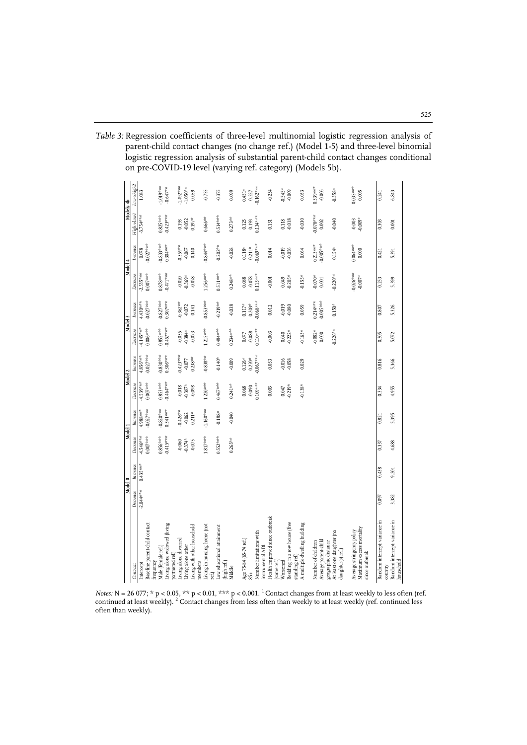*Table 3:* Regression coefficients of three-level multinomial logistic regression analysis of parent-child contact changes (no change ref.) (Model 1-5) and three-level binomial logistic regression analysis of substantial parent-child contact changes conditional on pre-COVID-19 level (varying ref. category) (Models 5b).

| | Model 0 | | Model 1 | | Model 2 | | Model 3 | | Model 4 | | Models 4b | |
|---|---|---|---|---|---|---|---|---|---|---|---|---|
| *Contrast* | *Decrease* | *Increase* | *Decrease* | *Increase* | *Decrease* | *Increase* | *Decrease* | *Increase* | *Decrease* | *Increase* | *High>low1* | *Low>high2* |
| Intercept | -2.044*** | 0.435*** | -4.546*** | 4.988*** | -4.539*** | 4.856*** | -4.145*** | 4.430*** | -2.535*** | 0.078 | -3.754*** | 1.083 |
| Baseline parent-child contact frequency | | | 0.007*** | -0.027*** | 0.007*** | -0.027*** | 0.006*** | -0.027*** | 0.007*** | -0.027*** | | |
| Male (female ref.) | | | 0.856*** | -0.820*** | 0.853*** | -0.830*** | 0.855*** | -0.827*** | 0.878*** | -0.833*** | 0.825*** | -1.019*** |
| Living alone widowed (living partnered ref.) | | | -0.415*** | 0.341*** | -0.464*** | 0.306*** | -0.457*** | 0.307*** | -0.471*** | 0.304*** | -0.423*** | -0.647** |
| Living alone divorced | | | -0.060 | -0.426** | -0.018 | -0.423*** | -0.035 | -0.362** | -0.020 | -0.359** | 0.193 | -1.492*** |
| Living alone other | | | -0.374* | -0.062 | -0.387* | -0.077 | -0.384* | -0.072 | -0.369* | -0.067 | -0.052 | -1.050** |
| Living with other household members | | | -0.075 | 0.211* | -0.098 | 0.238** | -0.073 | 0.141 | -0.078 | 0.140 | 0.197* | 0.059 |
| Living in nursing home (not ref.) | | | 1.817*** | -1.160*** | 1.220*** | -0.838** | 1.215*** | -0.853*** | 1.256*** | -0.844*** | 0.666** | -0.755 |
| Low educational attainment (high ref.) | | | 0.552*** | -0.188* | 0.467*** | -0.140* | 0.484*** | -0.219** | 0.511*** | -0.202** | 0.514*** | -0.375 |
| Middle | | | 0.265** | -0.040 | 0.241** | -0.009 | 0.234*** | -0.038 | 0.248** | -0.028 | 0.273** | 0.099 |
| Age 75-84 (65-74 ref.) | | | | | 0.068 | 0.126* | 0.077 | 0.117* | 0.088 | 0.118* | 0.125 | 0.451* |
| 85+ | | | | | -0.090 | 0.220* | -0.088 | 0.203* | -0.078 | 0.211* | 0.193 | 0.227 |
| Number limitations with instrumental ADL | | | | | 0.109*** | -0.067*** | 0.110*** | -0.068*** | 0.113*** | -0.069*** | 0.134*** | -0.162*** |
| Health improved since outbreak (same ref.) | | | | | 0.003 | 0.033 | -0.003 | 0.012 | -0.001 | 0.014 | 0.131 | -0.234 |
| Worsened | | | | | 0.047 | -0.016 | 0.040 | -0.019 | 0.049 | -0.019 | 0.118 | -0.545* |
| Residing in a row house (free standing ref.) | | | | | -0.219* | -0.058 | -0.222* | -0.080 | -0.205* | -0.056 | -0.018 | -0.009 |
| A multiple-dwelling building | | | | | -0.138* | 0.029 | -0.163* | 0.059 | -0.155* | 0.064 | -0.030 | 0.033 |
| Number of children | | | | | | | -0.082* | 0.214*** | -0.070* | 0.213*** | -0.078*** | 0.339*** |
| Average parent-child geographic distance | | | | | | | 0.000 | -0.005*** | 0.001 | -0.005*** | 0.002 | -0.006 |
| At least one daughter (no daughter(s) ref.) | | | | | | | -0.226** | 0.150* | -0.220** | 0.154* | -0.040 | -0.358* |
| Average stringency policy | | | | | | | | | -0.026*** | 0.064*** | -0.003 | 0.035*** |
| Maximum excess mortality since outbreak | | | | | | | | | -0.007* | 0.000 | -0.009* | 0.005 |
| Random intercept: variance in country | 0.097 | 0.438 | 0.337 | 0.821 | 0.334 | 0.816 | 0.305 | 0.807 | 0.253 | 0.421 | 0.303 | 0.241 |
| Random intercept: variance in household | 3.382 | 9.201 | 4.688 | 5.395 | 4.955 | 5.366 | 5.072 | 5.326 | 5.399 | 5.391 | 0.001 | 6.843 |

*Notes:* N = 26 077; * p < 0.05, ** p < 0.01, *** p < 0.001. [1] Contact changes from at least weekly to less often (ref. continued at least weekly). [2] Contact changes from less often than weekly to at least weekly (ref. continued less often than weekly).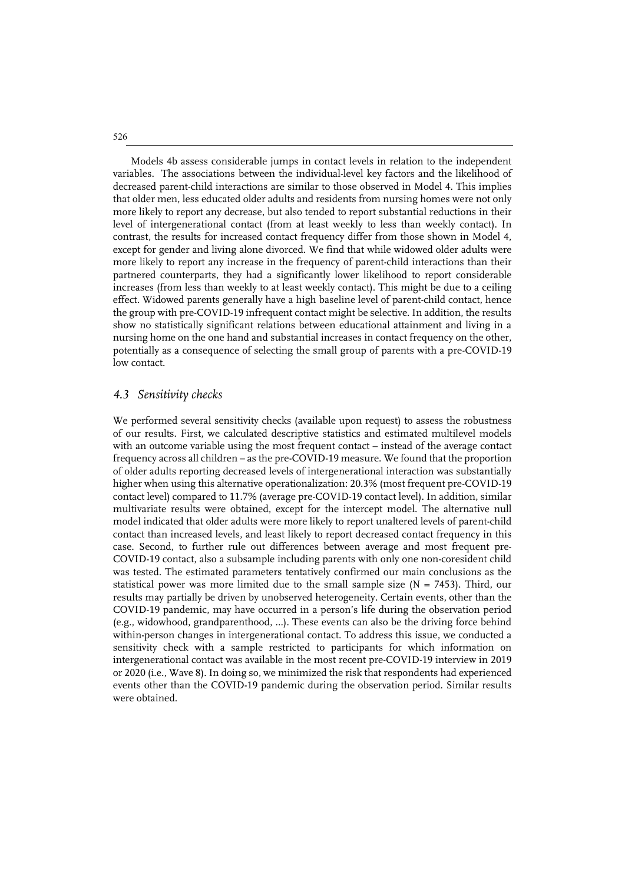Models 4b assess considerable jumps in contact levels in relation to the independent variables. The associations between the individual-level key factors and the likelihood of decreased parent-child interactions are similar to those observed in Model 4. This implies that older men, less educated older adults and residents from nursing homes were not only more likely to report any decrease, but also tended to report substantial reductions in their level of intergenerational contact (from at least weekly to less than weekly contact). In contrast, the results for increased contact frequency differ from those shown in Model 4, except for gender and living alone divorced. We find that while widowed older adults were more likely to report any increase in the frequency of parent-child interactions than their partnered counterparts, they had a significantly lower likelihood to report considerable increases (from less than weekly to at least weekly contact). This might be due to a ceiling effect. Widowed parents generally have a high baseline level of parent-child contact, hence the group with pre-COVID-19 infrequent contact might be selective. In addition, the results show no statistically significant relations between educational attainment and living in a nursing home on the one hand and substantial increases in contact frequency on the other, potentially as a consequence of selecting the small group of parents with a pre-COVID-19 low contact.

### *4.3 Sensitivity checks*

We performed several sensitivity checks (available upon request) to assess the robustness of our results. First, we calculated descriptive statistics and estimated multilevel models with an outcome variable using the most frequent contact – instead of the average contact frequency across all children – as the pre-COVID-19 measure. We found that the proportion of older adults reporting decreased levels of intergenerational interaction was substantially higher when using this alternative operationalization: 20.3% (most frequent pre-COVID-19 contact level) compared to 11.7% (average pre-COVID-19 contact level). In addition, similar multivariate results were obtained, except for the intercept model. The alternative null model indicated that older adults were more likely to report unaltered levels of parent-child contact than increased levels, and least likely to report decreased contact frequency in this case. Second, to further rule out differences between average and most frequent pre-COVID-19 contact, also a subsample including parents with only one non-coresident child was tested. The estimated parameters tentatively confirmed our main conclusions as the statistical power was more limited due to the small sample size (N = 7453). Third, our results may partially be driven by unobserved heterogeneity. Certain events, other than the COVID-19 pandemic, may have occurred in a person's life during the observation period (e.g., widowhood, grandparenthood, ...). These events can also be the driving force behind within-person changes in intergenerational contact. To address this issue, we conducted a sensitivity check with a sample restricted to participants for which information on intergenerational contact was available in the most recent pre-COVID-19 interview in 2019 or 2020 (i.e., Wave 8). In doing so, we minimized the risk that respondents had experienced events other than the COVID-19 pandemic during the observation period. Similar results were obtained.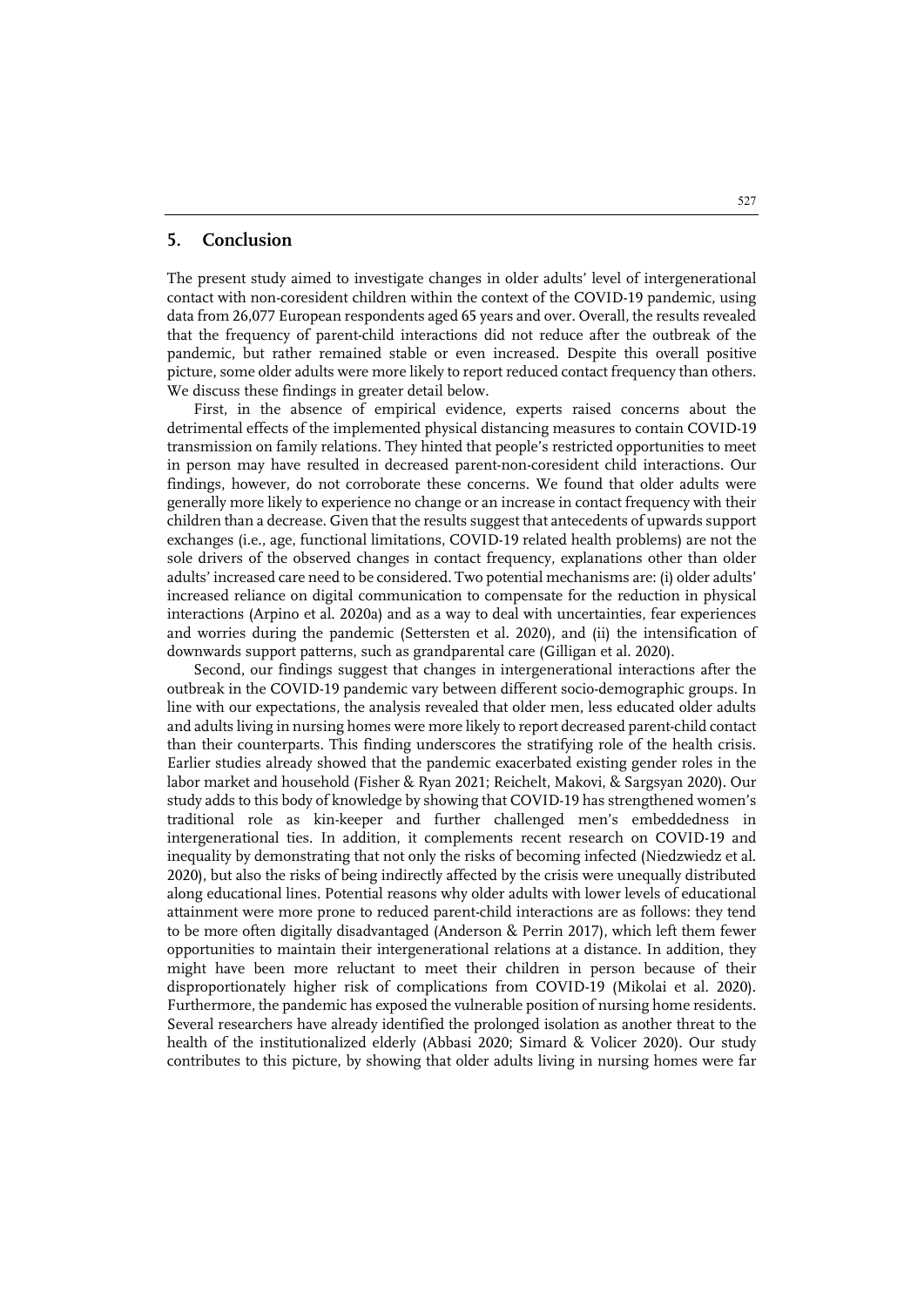## 5. Conclusion

The present study aimed to investigate changes in older adults' level of intergenerational contact with non-coresident children within the context of the COVID-19 pandemic, using data from 26,077 European respondents aged 65 years and over. Overall, the results revealed that the frequency of parent-child interactions did not reduce after the outbreak of the pandemic, but rather remained stable or even increased. Despite this overall positive picture, some older adults were more likely to report reduced contact frequency than others. We discuss these findings in greater detail below.

First, in the absence of empirical evidence, experts raised concerns about the detrimental effects of the implemented physical distancing measures to contain COVID-19 transmission on family relations. They hinted that people's restricted opportunities to meet in person may have resulted in decreased parent-non-coresident child interactions. Our findings, however, do not corroborate these concerns. We found that older adults were generally more likely to experience no change or an increase in contact frequency with their children than a decrease. Given that the results suggest that antecedents of upwards support exchanges (i.e., age, functional limitations, COVID-19 related health problems) are not the sole drivers of the observed changes in contact frequency, explanations other than older adults' increased care need to be considered. Two potential mechanisms are: (i) older adults' increased reliance on digital communication to compensate for the reduction in physical interactions (Arpino et al. 2020a) and as a way to deal with uncertainties, fear experiences and worries during the pandemic (Settersten et al. 2020), and (ii) the intensification of downwards support patterns, such as grandparental care (Gilligan et al. 2020).

Second, our findings suggest that changes in intergenerational interactions after the outbreak in the COVID-19 pandemic vary between different socio-demographic groups. In line with our expectations, the analysis revealed that older men, less educated older adults and adults living in nursing homes were more likely to report decreased parent-child contact than their counterparts. This finding underscores the stratifying role of the health crisis. Earlier studies already showed that the pandemic exacerbated existing gender roles in the labor market and household (Fisher & Ryan 2021; Reichelt, Makovi, & Sargsyan 2020). Our study adds to this body of knowledge by showing that COVID-19 has strengthened women's traditional role as kin-keeper and further challenged men's embeddedness in intergenerational ties. In addition, it complements recent research on COVID-19 and inequality by demonstrating that not only the risks of becoming infected (Niedzwiedz et al. 2020), but also the risks of being indirectly affected by the crisis were unequally distributed along educational lines. Potential reasons why older adults with lower levels of educational attainment were more prone to reduced parent-child interactions are as follows: they tend to be more often digitally disadvantaged (Anderson & Perrin 2017), which left them fewer opportunities to maintain their intergenerational relations at a distance. In addition, they might have been more reluctant to meet their children in person because of their disproportionately higher risk of complications from COVID-19 (Mikolai et al. 2020). Furthermore, the pandemic has exposed the vulnerable position of nursing home residents. Several researchers have already identified the prolonged isolation as another threat to the health of the institutionalized elderly (Abbasi 2020; Simard & Volicer 2020). Our study contributes to this picture, by showing that older adults living in nursing homes were far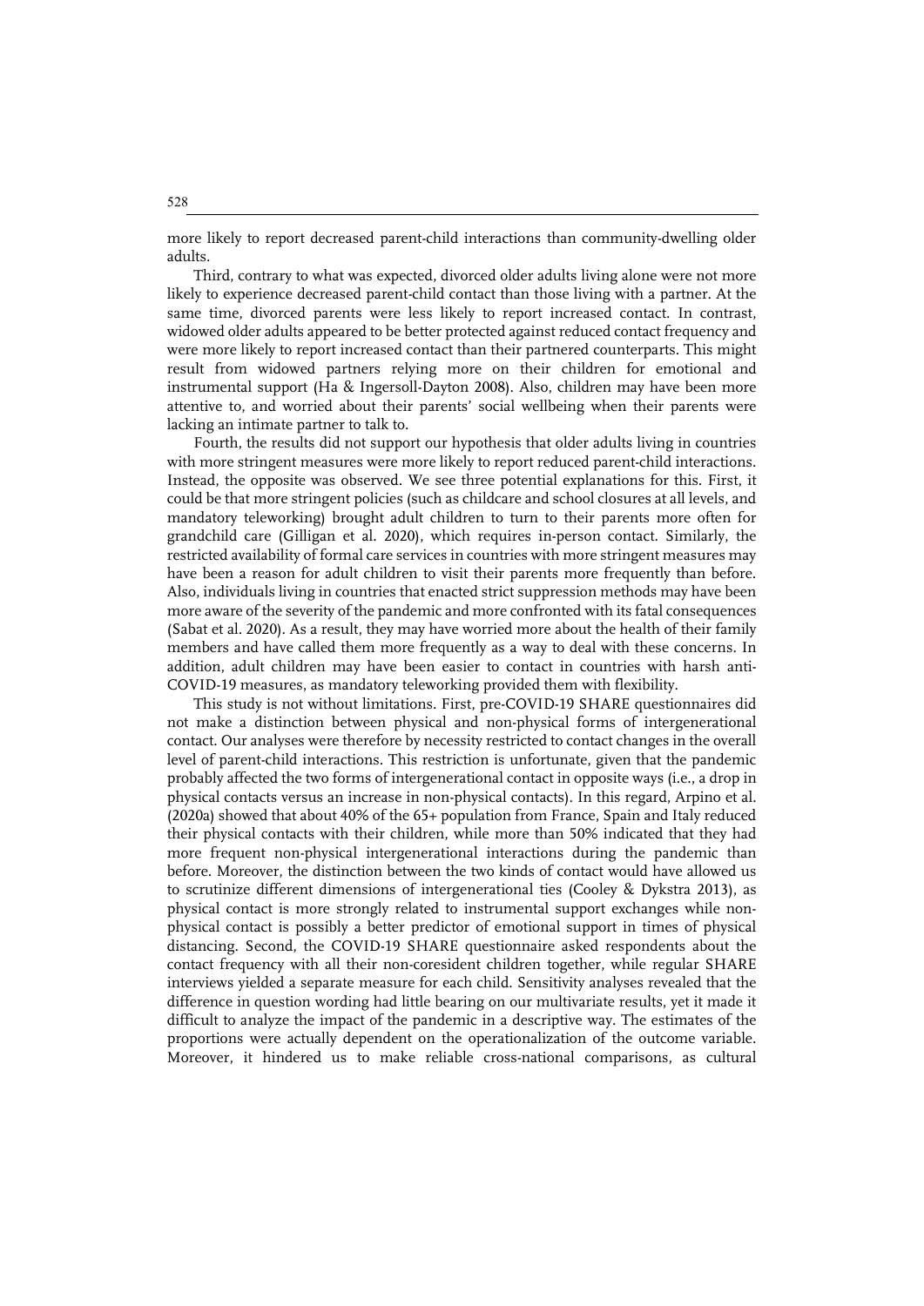more likely to report decreased parent-child interactions than community-dwelling older adults.

Third, contrary to what was expected, divorced older adults living alone were not more likely to experience decreased parent-child contact than those living with a partner. At the same time, divorced parents were less likely to report increased contact. In contrast, widowed older adults appeared to be better protected against reduced contact frequency and were more likely to report increased contact than their partnered counterparts. This might result from widowed partners relying more on their children for emotional and instrumental support (Ha & Ingersoll-Dayton 2008). Also, children may have been more attentive to, and worried about their parents' social wellbeing when their parents were lacking an intimate partner to talk to.

Fourth, the results did not support our hypothesis that older adults living in countries with more stringent measures were more likely to report reduced parent-child interactions. Instead, the opposite was observed. We see three potential explanations for this. First, it could be that more stringent policies (such as childcare and school closures at all levels, and mandatory teleworking) brought adult children to turn to their parents more often for grandchild care (Gilligan et al. 2020), which requires in-person contact. Similarly, the restricted availability of formal care services in countries with more stringent measures may have been a reason for adult children to visit their parents more frequently than before. Also, individuals living in countries that enacted strict suppression methods may have been more aware of the severity of the pandemic and more confronted with its fatal consequences (Sabat et al. 2020). As a result, they may have worried more about the health of their family members and have called them more frequently as a way to deal with these concerns. In addition, adult children may have been easier to contact in countries with harsh anti-COVID-19 measures, as mandatory teleworking provided them with flexibility.

This study is not without limitations. First, pre-COVID-19 SHARE questionnaires did not make a distinction between physical and non-physical forms of intergenerational contact. Our analyses were therefore by necessity restricted to contact changes in the overall level of parent-child interactions. This restriction is unfortunate, given that the pandemic probably affected the two forms of intergenerational contact in opposite ways (i.e., a drop in physical contacts versus an increase in non-physical contacts). In this regard, Arpino et al. (2020a) showed that about 40% of the 65+ population from France, Spain and Italy reduced their physical contacts with their children, while more than 50% indicated that they had more frequent non-physical intergenerational interactions during the pandemic than before. Moreover, the distinction between the two kinds of contact would have allowed us to scrutinize different dimensions of intergenerational ties (Cooley & Dykstra 2013), as physical contact is more strongly related to instrumental support exchanges while non-physical contact is possibly a better predictor of emotional support in times of physical distancing. Second, the COVID-19 SHARE questionnaire asked respondents about the contact frequency with all their non-coresident children together, while regular SHARE interviews yielded a separate measure for each child. Sensitivity analyses revealed that the difference in question wording had little bearing on our multivariate results, yet it made it difficult to analyze the impact of the pandemic in a descriptive way. The estimates of the proportions were actually dependent on the operationalization of the outcome variable. Moreover, it hindered us to make reliable cross-national comparisons, as cultural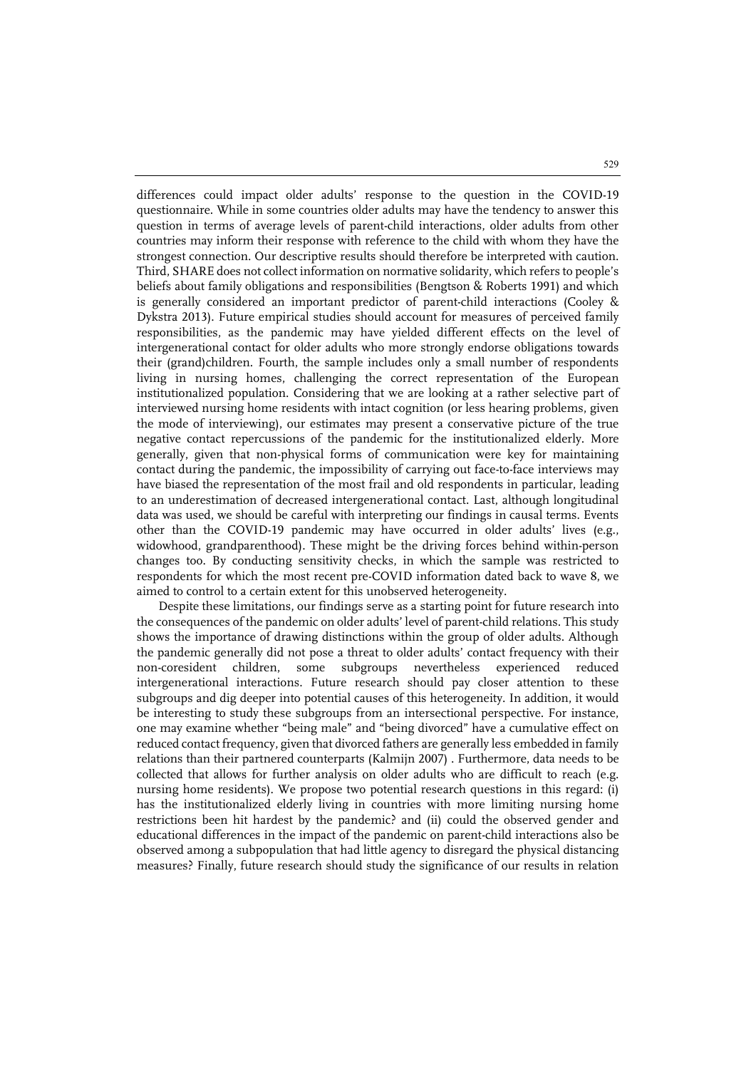differences could impact older adults' response to the question in the COVID-19 questionnaire. While in some countries older adults may have the tendency to answer this question in terms of average levels of parent-child interactions, older adults from other countries may inform their response with reference to the child with whom they have the strongest connection. Our descriptive results should therefore be interpreted with caution. Third, SHARE does not collect information on normative solidarity, which refers to people's beliefs about family obligations and responsibilities (Bengtson & Roberts 1991) and which is generally considered an important predictor of parent-child interactions (Cooley & Dykstra 2013). Future empirical studies should account for measures of perceived family responsibilities, as the pandemic may have yielded different effects on the level of intergenerational contact for older adults who more strongly endorse obligations towards their (grand)children. Fourth, the sample includes only a small number of respondents living in nursing homes, challenging the correct representation of the European institutionalized population. Considering that we are looking at a rather selective part of interviewed nursing home residents with intact cognition (or less hearing problems, given the mode of interviewing), our estimates may present a conservative picture of the true negative contact repercussions of the pandemic for the institutionalized elderly. More generally, given that non-physical forms of communication were key for maintaining contact during the pandemic, the impossibility of carrying out face-to-face interviews may have biased the representation of the most frail and old respondents in particular, leading to an underestimation of decreased intergenerational contact. Last, although longitudinal data was used, we should be careful with interpreting our findings in causal terms. Events other than the COVID-19 pandemic may have occurred in older adults' lives (e.g., widowhood, grandparenthood). These might be the driving forces behind within-person changes too. By conducting sensitivity checks, in which the sample was restricted to respondents for which the most recent pre-COVID information dated back to wave 8, we aimed to control to a certain extent for this unobserved heterogeneity.

Despite these limitations, our findings serve as a starting point for future research into the consequences of the pandemic on older adults' level of parent-child relations. This study shows the importance of drawing distinctions within the group of older adults. Although the pandemic generally did not pose a threat to older adults' contact frequency with their non-coresident children, some subgroups nevertheless experienced reduced intergenerational interactions. Future research should pay closer attention to these subgroups and dig deeper into potential causes of this heterogeneity. In addition, it would be interesting to study these subgroups from an intersectional perspective. For instance, one may examine whether "being male" and "being divorced" have a cumulative effect on reduced contact frequency, given that divorced fathers are generally less embedded in family relations than their partnered counterparts (Kalmijn 2007) . Furthermore, data needs to be collected that allows for further analysis on older adults who are difficult to reach (e.g. nursing home residents). We propose two potential research questions in this regard: (i) has the institutionalized elderly living in countries with more limiting nursing home restrictions been hit hardest by the pandemic? and (ii) could the observed gender and educational differences in the impact of the pandemic on parent-child interactions also be observed among a subpopulation that had little agency to disregard the physical distancing measures? Finally, future research should study the significance of our results in relation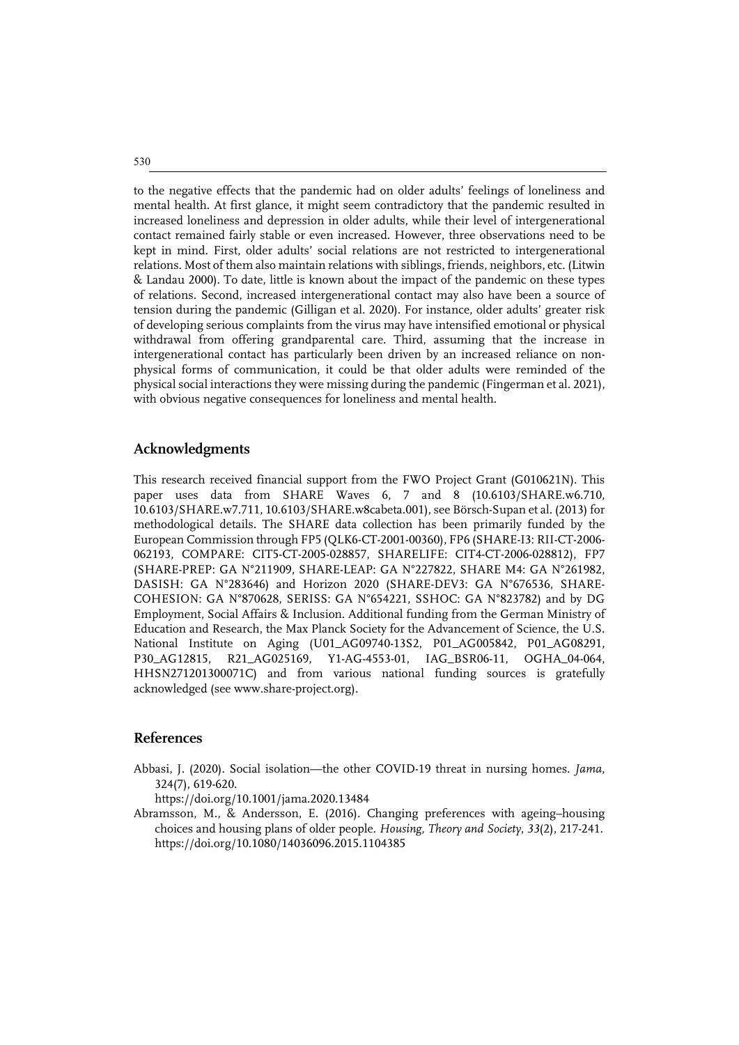to the negative effects that the pandemic had on older adults' feelings of loneliness and mental health. At first glance, it might seem contradictory that the pandemic resulted in increased loneliness and depression in older adults, while their level of intergenerational contact remained fairly stable or even increased. However, three observations need to be kept in mind. First, older adults' social relations are not restricted to intergenerational relations. Most of them also maintain relations with siblings, friends, neighbors, etc. (Litwin & Landau 2000). To date, little is known about the impact of the pandemic on these types of relations. Second, increased intergenerational contact may also have been a source of tension during the pandemic (Gilligan et al. 2020). For instance, older adults' greater risk of developing serious complaints from the virus may have intensified emotional or physical withdrawal from offering grandparental care. Third, assuming that the increase in intergenerational contact has particularly been driven by an increased reliance on non-physical forms of communication, it could be that older adults were reminded of the physical social interactions they were missing during the pandemic (Fingerman et al. 2021), with obvious negative consequences for loneliness and mental health.

## Acknowledgments

This research received financial support from the FWO Project Grant (G010621N). This paper uses data from SHARE Waves 6, 7 and 8 (10.6103/SHARE.w6.710, 10.6103/SHARE.w7.711, 10.6103/SHARE.w8cabeta.001), see Börsch-Supan et al. (2013) for methodological details. The SHARE data collection has been primarily funded by the European Commission through FP5 (QLK6-CT-2001-00360), FP6 (SHARE-I3: RII-CT-2006-062193, COMPARE: CIT5-CT-2005-028857, SHARELIFE: CIT4-CT-2006-028812), FP7 (SHARE-PREP: GA N°211909, SHARE-LEAP: GA N°227822, SHARE M4: GA N°261982, DASISH: GA N°283646) and Horizon 2020 (SHARE-DEV3: GA N°676536, SHARE-COHESION: GA N°870628, SERISS: GA N°654221, SSHOC: GA N°823782) and by DG Employment, Social Affairs & Inclusion. Additional funding from the German Ministry of Education and Research, the Max Planck Society for the Advancement of Science, the U.S. National Institute on Aging (U01_AG09740-13S2, P01_AG005842, P01_AG08291, P30_AG12815, R21_AG025169, Y1-AG-4553-01, IAG_BSR06-11, OGHA_04-064, HHSN271201300071C) and from various national funding sources is gratefully acknowledged (see www.share-project.org).

## References

Abbasi, J. (2020). Social isolation—the other COVID-19 threat in nursing homes. *Jama*, 324(7), 619-620. https://doi.org/10.1001/jama.2020.13484

Abramsson, M., & Andersson, E. (2016). Changing preferences with ageing–housing choices and housing plans of older people. *Housing, Theory and Society*, *33*(2), 217-241. https://doi.org/10.1080/14036096.2015.1104385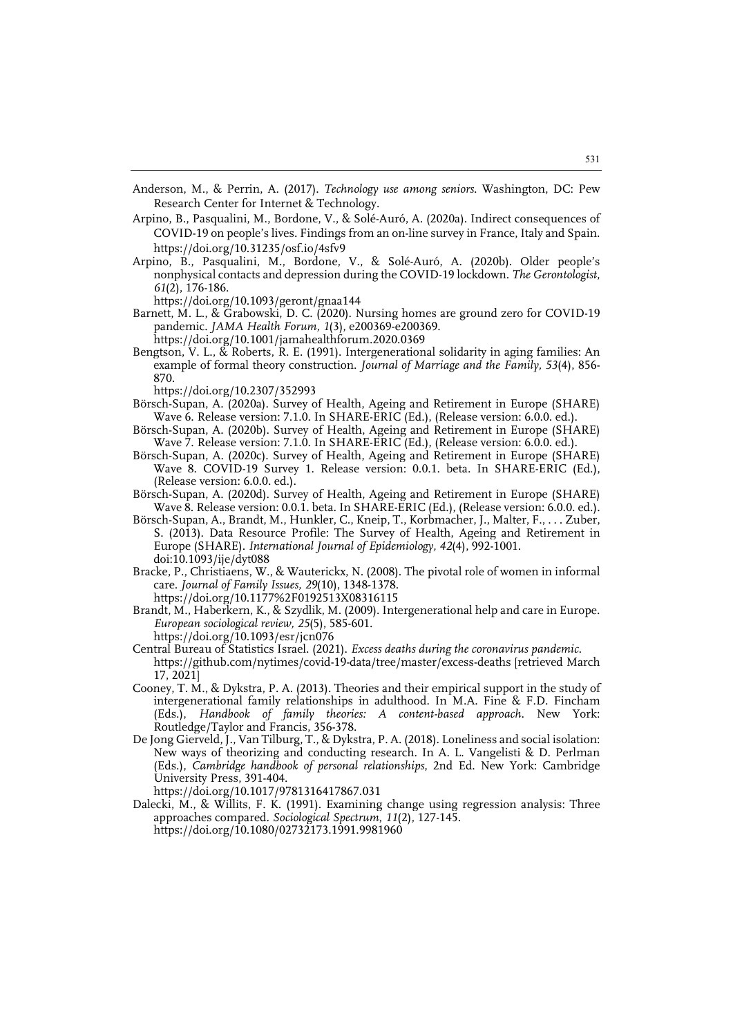Anderson, M., & Perrin, A. (2017). *Technology use among seniors*. Washington, DC: Pew Research Center for Internet & Technology.

Arpino, B., Pasqualini, M., Bordone, V., & Solé-Auró, A. (2020a). Indirect consequences of COVID-19 on people's lives. Findings from an on-line survey in France, Italy and Spain. https://doi.org/10.31235/osf.io/4sfv9

Arpino, B., Pasqualini, M., Bordone, V., & Solé-Auró, A. (2020b). Older people's nonphysical contacts and depression during the COVID-19 lockdown. *The Gerontologist, 61*(2), 176-186.
https://doi.org/10.1093/geront/gnaa144

Barnett, M. L., & Grabowski, D. C. (2020). Nursing homes are ground zero for COVID-19 pandemic. *JAMA Health Forum, 1*(3), e200369-e200369.
https://doi.org/10.1001/jamahealthforum.2020.0369

Bengtson, V. L., & Roberts, R. E. (1991). Intergenerational solidarity in aging families: An example of formal theory construction. *Journal of Marriage and the Family, 53*(4), 856-870.
https://doi.org/10.2307/352993

Börsch-Supan, A. (2020a). Survey of Health, Ageing and Retirement in Europe (SHARE) Wave 6. Release version: 7.1.0. In SHARE-ERIC (Ed.), (Release version: 6.0.0. ed.).

Börsch-Supan, A. (2020b). Survey of Health, Ageing and Retirement in Europe (SHARE) Wave 7. Release version: 7.1.0. In SHARE-ERIC (Ed.), (Release version: 6.0.0. ed.).

Börsch-Supan, A. (2020c). Survey of Health, Ageing and Retirement in Europe (SHARE) Wave 8. COVID-19 Survey 1. Release version: 0.0.1. beta. In SHARE-ERIC (Ed.), (Release version: 6.0.0. ed.).

Börsch-Supan, A. (2020d). Survey of Health, Ageing and Retirement in Europe (SHARE) Wave 8. Release version: 0.0.1. beta. In SHARE-ERIC (Ed.), (Release version: 6.0.0. ed.).

Börsch-Supan, A., Brandt, M., Hunkler, C., Kneip, T., Korbmacher, J., Malter, F., . . . Zuber, S. (2013). Data Resource Profile: The Survey of Health, Ageing and Retirement in Europe (SHARE). *International Journal of Epidemiology, 42*(4), 992-1001.
doi:10.1093/ije/dyt088

Bracke, P., Christiaens, W., & Wauterickx, N. (2008). The pivotal role of women in informal care. *Journal of Family Issues, 29*(10), 1348-1378.
https://doi.org/10.1177%2F0192513X08316115

Brandt, M., Haberkern, K., & Szydlik, M. (2009). Intergenerational help and care in Europe. *European sociological review, 25*(5), 585-601.
https://doi.org/10.1093/esr/jcn076

Central Bureau of Statistics Israel. (2021). *Excess deaths during the coronavirus pandemic*. https://github.com/nytimes/covid-19-data/tree/master/excess-deaths [retrieved March 17, 2021]

Cooney, T. M., & Dykstra, P. A. (2013). Theories and their empirical support in the study of intergenerational family relationships in adulthood. In M.A. Fine & F.D. Fincham (Eds.), *Handbook of family theories: A content-based approach*. New York: Routledge/Taylor and Francis, 356-378.

De Jong Gierveld, J., Van Tilburg, T., & Dykstra, P. A. (2018). Loneliness and social isolation: New ways of theorizing and conducting research. In A. L. Vangelisti & D. Perlman (Eds.), *Cambridge handbook of personal relationships*, 2nd Ed. New York: Cambridge University Press, 391-404.
https://doi.org/10.1017/9781316417867.031

Dalecki, M., & Willits, F. K. (1991). Examining change using regression analysis: Three approaches compared. *Sociological Spectrum, 11*(2), 127-145.
https://doi.org/10.1080/02732173.1991.9981960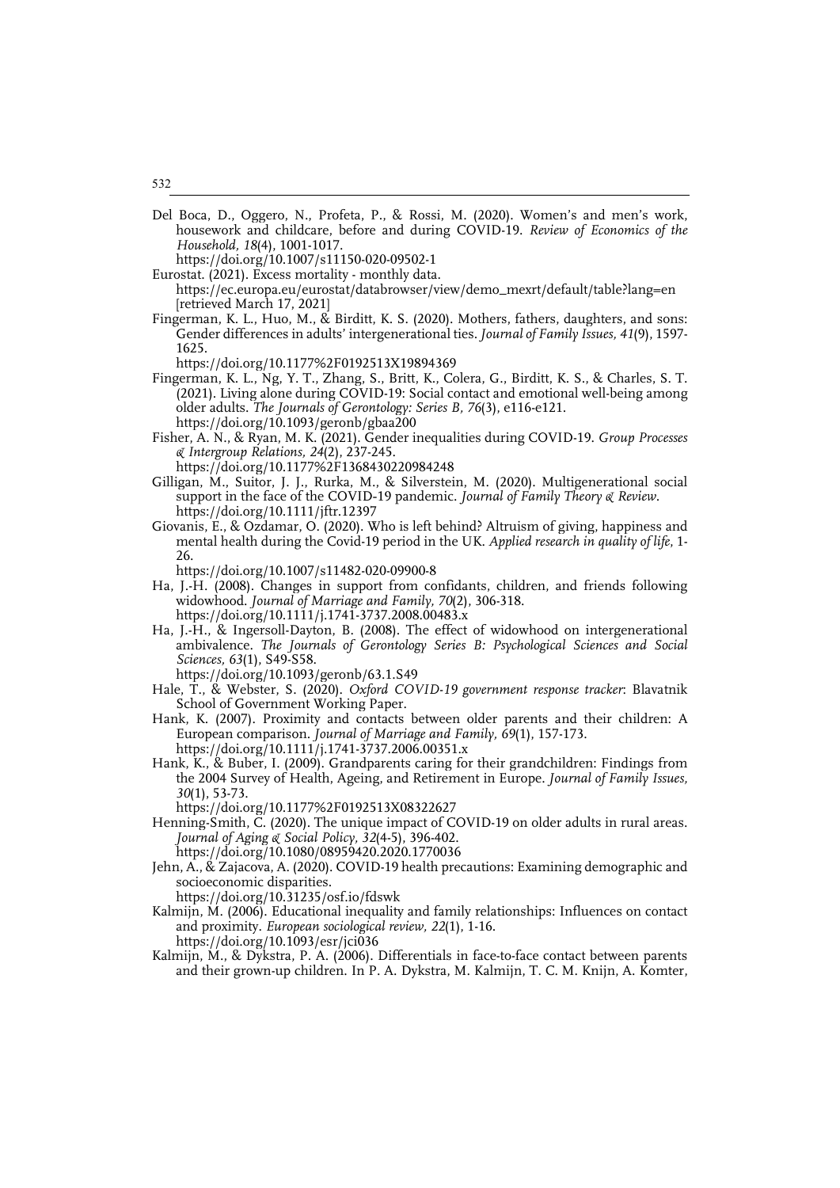Del Boca, D., Oggero, N., Profeta, P., & Rossi, M. (2020). Women's and men's work, housework and childcare, before and during COVID-19. *Review of Economics of the Household, 18*(4), 1001-1017.
https://doi.org/10.1007/s11150-020-09502-1

Eurostat. (2021). Excess mortality - monthly data.
https://ec.europa.eu/eurostat/databrowser/view/demo_mexrt/default/table?lang=en [retrieved March 17, 2021]

Fingerman, K. L., Huo, M., & Birditt, K. S. (2020). Mothers, fathers, daughters, and sons: Gender differences in adults' intergenerational ties. *Journal of Family Issues, 41*(9), 1597-1625.
https://doi.org/10.1177%2F0192513X19894369

Fingerman, K. L., Ng, Y. T., Zhang, S., Britt, K., Colera, G., Birditt, K. S., & Charles, S. T. (2021). Living alone during COVID-19: Social contact and emotional well-being among older adults. *The Journals of Gerontology: Series B, 76*(3), e116-e121.
https://doi.org/10.1093/geronb/gbaa200

Fisher, A. N., & Ryan, M. K. (2021). Gender inequalities during COVID-19. *Group Processes & Intergroup Relations, 24*(2), 237-245.
https://doi.org/10.1177%2F1368430220984248

Gilligan, M., Suitor, J. J., Rurka, M., & Silverstein, M. (2020). Multigenerational social support in the face of the COVID-19 pandemic. *Journal of Family Theory & Review*.
https://doi.org/10.1111/jftr.12397

Giovanis, E., & Ozdamar, O. (2020). Who is left behind? Altruism of giving, happiness and mental health during the Covid-19 period in the UK. *Applied research in quality of life*, 1-26.
https://doi.org/10.1007/s11482-020-09900-8

Ha, J.-H. (2008). Changes in support from confidants, children, and friends following widowhood. *Journal of Marriage and Family, 70*(2), 306-318.
https://doi.org/10.1111/j.1741-3737.2008.00483.x

Ha, J.-H., & Ingersoll-Dayton, B. (2008). The effect of widowhood on intergenerational ambivalence. *The Journals of Gerontology Series B: Psychological Sciences and Social Sciences, 63*(1), S49-S58.
https://doi.org/10.1093/geronb/63.1.S49

Hale, T., & Webster, S. (2020). *Oxford COVID-19 government response tracker*: Blavatnik School of Government Working Paper.

Hank, K. (2007). Proximity and contacts between older parents and their children: A European comparison. *Journal of Marriage and Family, 69*(1), 157-173.
https://doi.org/10.1111/j.1741-3737.2006.00351.x

Hank, K., & Buber, I. (2009). Grandparents caring for their grandchildren: Findings from the 2004 Survey of Health, Ageing, and Retirement in Europe. *Journal of Family Issues, 30*(1), 53-73.
https://doi.org/10.1177%2F0192513X08322627

Henning-Smith, C. (2020). The unique impact of COVID-19 on older adults in rural areas. *Journal of Aging & Social Policy, 32*(4-5), 396-402.
https://doi.org/10.1080/08959420.2020.1770036

Jehn, A., & Zajacova, A. (2020). COVID-19 health precautions: Examining demographic and socioeconomic disparities.
https://doi.org/10.31235/osf.io/fdswk

Kalmijn, M. (2006). Educational inequality and family relationships: Influences on contact and proximity. *European sociological review, 22*(1), 1-16.
https://doi.org/10.1093/esr/jci036

Kalmijn, M., & Dykstra, P. A. (2006). Differentials in face-to-face contact between parents and their grown-up children. In P. A. Dykstra, M. Kalmijn, T. C. M. Knijn, A. Komter,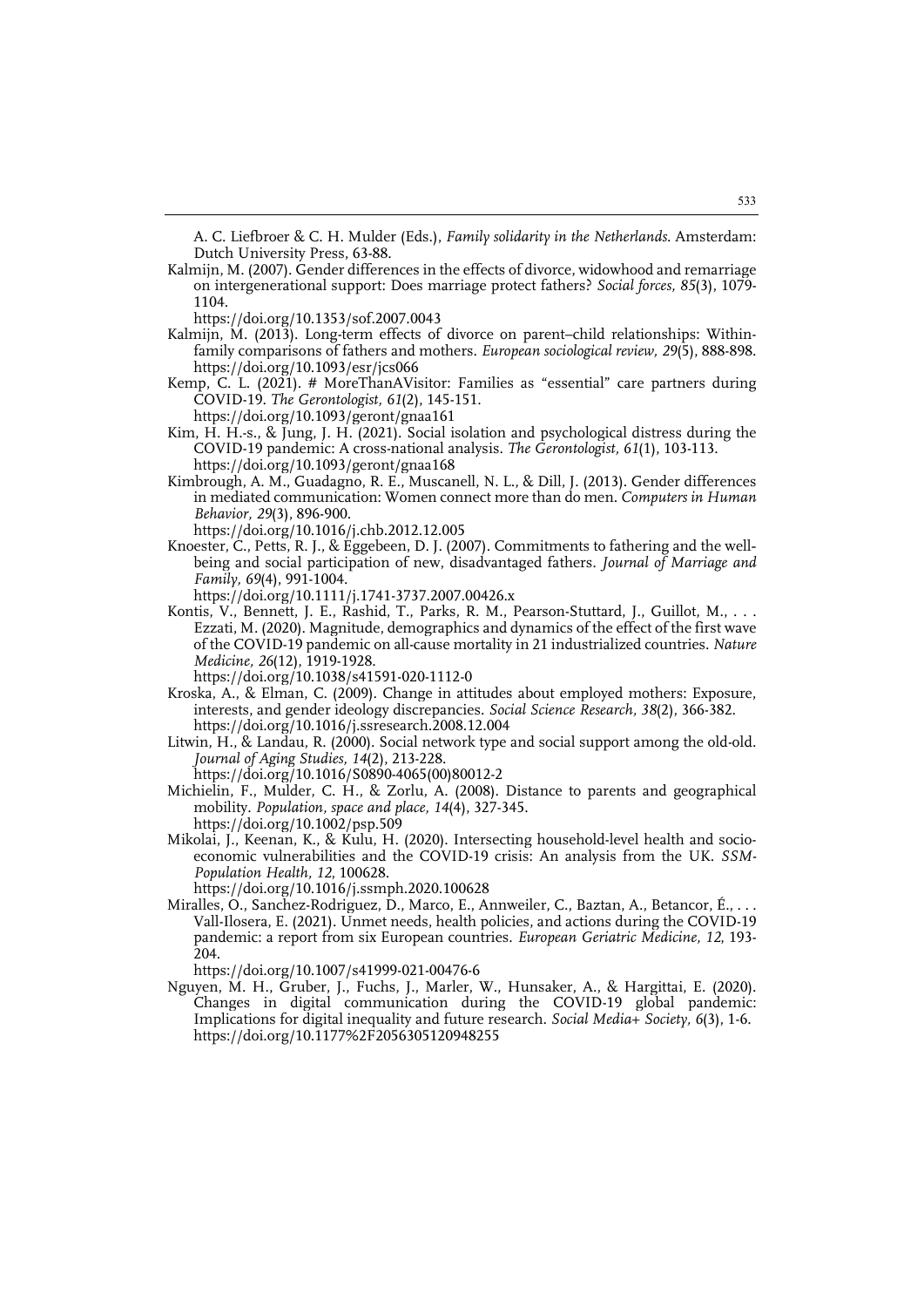A. C. Liefbroer & C. H. Mulder (Eds.), *Family solidarity in the Netherlands*. Amsterdam: Dutch University Press, 63-88.

Kalmijn, M. (2007). Gender differences in the effects of divorce, widowhood and remarriage on intergenerational support: Does marriage protect fathers? *Social forces, 85*(3), 1079-1104.
https://doi.org/10.1353/sof.2007.0043

Kalmijn, M. (2013). Long-term effects of divorce on parent–child relationships: Within-family comparisons of fathers and mothers. *European sociological review, 29*(5), 888-898.
https://doi.org/10.1093/esr/jcs066

Kemp, C. L. (2021). # MoreThanAVisitor: Families as "essential" care partners during COVID-19. *The Gerontologist, 61*(2), 145-151.
https://doi.org/10.1093/geront/gnaa161

Kim, H. H.-s., & Jung, J. H. (2021). Social isolation and psychological distress during the COVID-19 pandemic: A cross-national analysis. *The Gerontologist, 61*(1), 103-113.
https://doi.org/10.1093/geront/gnaa168

Kimbrough, A. M., Guadagno, R. E., Muscanell, N. L., & Dill, J. (2013). Gender differences in mediated communication: Women connect more than do men. *Computers in Human Behavior, 29*(3), 896-900.
https://doi.org/10.1016/j.chb.2012.12.005

Knoester, C., Petts, R. J., & Eggebeen, D. J. (2007). Commitments to fathering and the well-being and social participation of new, disadvantaged fathers. *Journal of Marriage and Family, 69*(4), 991-1004.
https://doi.org/10.1111/j.1741-3737.2007.00426.x

Kontis, V., Bennett, J. E., Rashid, T., Parks, R. M., Pearson-Stuttard, J., Guillot, M., . . . Ezzati, M. (2020). Magnitude, demographics and dynamics of the effect of the first wave of the COVID-19 pandemic on all-cause mortality in 21 industrialized countries. *Nature Medicine, 26*(12), 1919-1928.
https://doi.org/10.1038/s41591-020-1112-0

Kroska, A., & Elman, C. (2009). Change in attitudes about employed mothers: Exposure, interests, and gender ideology discrepancies. *Social Science Research, 38*(2), 366-382.
https://doi.org/10.1016/j.ssresearch.2008.12.004

Litwin, H., & Landau, R. (2000). Social network type and social support among the old-old. *Journal of Aging Studies, 14*(2), 213-228.
https://doi.org/10.1016/S0890-4065(00)80012-2

Michielin, F., Mulder, C. H., & Zorlu, A. (2008). Distance to parents and geographical mobility. *Population, space and place, 14*(4), 327-345.
https://doi.org/10.1002/psp.509

Mikolai, J., Keenan, K., & Kulu, H. (2020). Intersecting household-level health and socio-economic vulnerabilities and the COVID-19 crisis: An analysis from the UK. *SSM-Population Health, 12*, 100628.
https://doi.org/10.1016/j.ssmph.2020.100628

Miralles, O., Sanchez-Rodriguez, D., Marco, E., Annweiler, C., Baztan, A., Betancor, É., . . . Vall-Ilosera, E. (2021). Unmet needs, health policies, and actions during the COVID-19 pandemic: a report from six European countries. *European Geriatric Medicine, 12*, 193-204.
https://doi.org/10.1007/s41999-021-00476-6

Nguyen, M. H., Gruber, J., Fuchs, J., Marler, W., Hunsaker, A., & Hargittai, E. (2020). Changes in digital communication during the COVID-19 global pandemic: Implications for digital inequality and future research. *Social Media+ Society, 6*(3), 1-6.
https://doi.org/10.1177%2F2056305120948255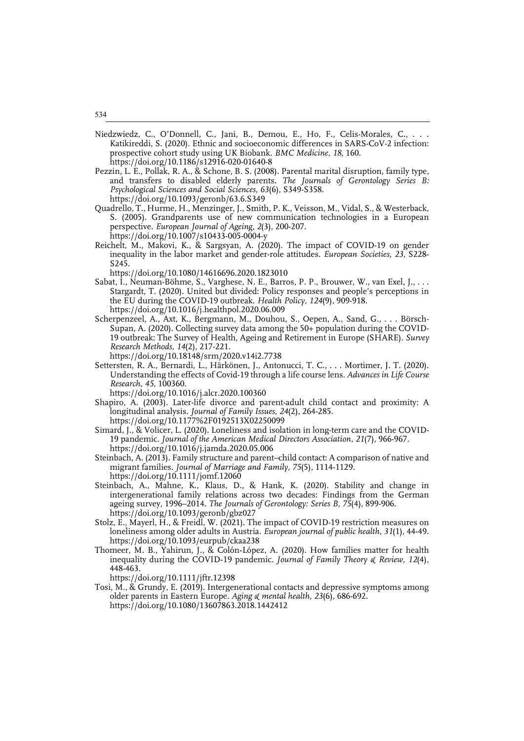Niedzwiedz, C., O'Donnell, C., Jani, B., Demou, E., Ho, F., Celis-Morales, C., . . . Katikireddi, S. (2020). Ethnic and socioeconomic differences in SARS-CoV-2 infection: prospective cohort study using UK Biobank. *BMC Medicine, 18*, 160. https://doi.org/10.1186/s12916-020-01640-8

Pezzin, L. E., Pollak, R. A., & Schone, B. S. (2008). Parental marital disruption, family type, and transfers to disabled elderly parents. *The Journals of Gerontology Series B: Psychological Sciences and Social Sciences, 63*(6), S349-S358. https://doi.org/10.1093/geronb/63.6.S349

Quadrello, T., Hurme, H., Menzinger, J., Smith, P. K., Veisson, M., Vidal, S., & Westerback, S. (2005). Grandparents use of new communication technologies in a European perspective. *European Journal of Ageing, 2*(3), 200-207. https://doi.org/10.1007/s10433-005-0004-y

Reichelt, M., Makovi, K., & Sargsyan, A. (2020). The impact of COVID-19 on gender inequality in the labor market and gender-role attitudes. *European Societies, 23*, S228-S245. https://doi.org/10.1080/14616696.2020.1823010

Sabat, I., Neuman-Böhme, S., Varghese, N. E., Barros, P. P., Brouwer, W., van Exel, J., . . . Stargardt, T. (2020). United but divided: Policy responses and people's perceptions in the EU during the COVID-19 outbreak. *Health Policy, 124*(9), 909-918. https://doi.org/10.1016/j.healthpol.2020.06.009

Scherpenzeel, A., Axt, K., Bergmann, M., Douhou, S., Oepen, A., Sand, G., . . . Börsch-Supan, A. (2020). Collecting survey data among the 50+ population during the COVID-19 outbreak: The Survey of Health, Ageing and Retirement in Europe (SHARE). *Survey Research Methods, 14*(2), 217-221. https://doi.org/10.18148/srm/2020.v14i2.7738

Settersten, R. A., Bernardi, L., Härkönen, J., Antonucci, T. C., . . . Mortimer, J. T. (2020). Understanding the effects of Covid-19 through a life course lens. *Advances in Life Course Research, 45*, 100360. https://doi.org/10.1016/j.alcr.2020.100360

Shapiro, A. (2003). Later-life divorce and parent-adult child contact and proximity: A longitudinal analysis. *Journal of Family Issues, 24*(2), 264-285. https://doi.org/10.1177%2F0192513X02250099

Simard, J., & Volicer, L. (2020). Loneliness and isolation in long-term care and the COVID-19 pandemic. *Journal of the American Medical Directors Association, 21*(7), 966-967. https://doi.org/10.1016/j.jamda.2020.05.006

Steinbach, A. (2013). Family structure and parent–child contact: A comparison of native and migrant families. *Journal of Marriage and Family, 75*(5), 1114-1129. https://doi.org/10.1111/jomf.12060

Steinbach, A., Mahne, K., Klaus, D., & Hank, K. (2020). Stability and change in intergenerational family relations across two decades: Findings from the German ageing survey, 1996–2014. *The Journals of Gerontology: Series B, 75*(4), 899-906. https://doi.org/10.1093/geronb/gbz027

Stolz, E., Mayerl, H., & Freidl, W. (2021). The impact of COVID-19 restriction measures on loneliness among older adults in Austria. *European journal of public health, 31*(1), 44-49. https://doi.org/10.1093/eurpub/ckaa238

Thomeer, M. B., Yahirun, J., & Colón-López, A. (2020). How families matter for health inequality during the COVID-19 pandemic. *Journal of Family Theory & Review, 12*(4), 448-463. https://doi.org/10.1111/jftr.12398

Tosi, M., & Grundy, E. (2019). Intergenerational contacts and depressive symptoms among older parents in Eastern Europe. *Aging & mental health, 23*(6), 686-692. https://doi.org/10.1080/13607863.2018.1442412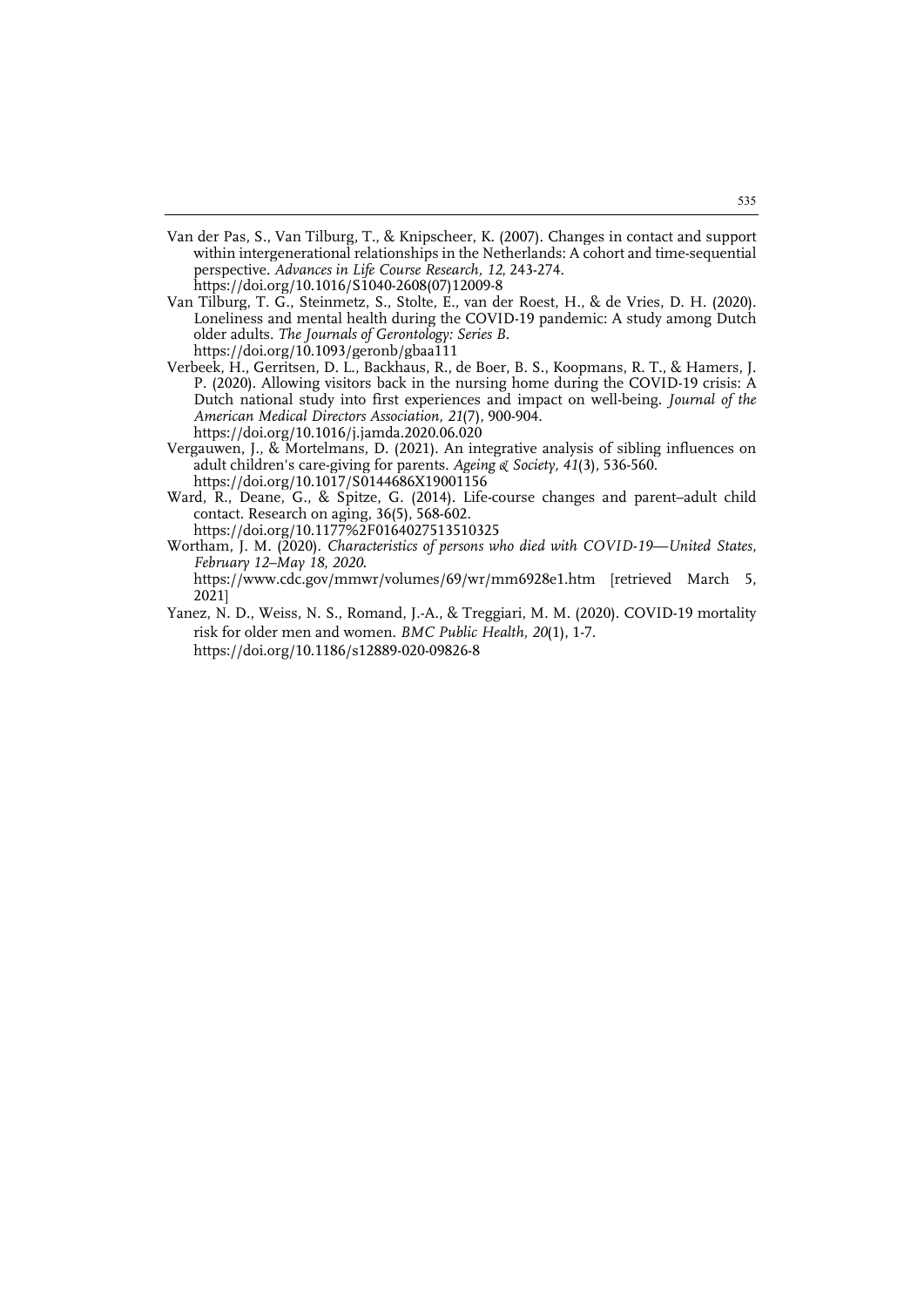Van der Pas, S., Van Tilburg, T., & Knipscheer, K. (2007). Changes in contact and support within intergenerational relationships in the Netherlands: A cohort and time-sequential perspective. *Advances in Life Course Research, 12*, 243-274. https://doi.org/10.1016/S1040-2608(07)12009-8

Van Tilburg, T. G., Steinmetz, S., Stolte, E., van der Roest, H., & de Vries, D. H. (2020). Loneliness and mental health during the COVID-19 pandemic: A study among Dutch older adults. *The Journals of Gerontology: Series B*. https://doi.org/10.1093/geronb/gbaa111

Verbeek, H., Gerritsen, D. L., Backhaus, R., de Boer, B. S., Koopmans, R. T., & Hamers, J. P. (2020). Allowing visitors back in the nursing home during the COVID-19 crisis: A Dutch national study into first experiences and impact on well-being. *Journal of the American Medical Directors Association, 21*(7), 900-904. https://doi.org/10.1016/j.jamda.2020.06.020

Vergauwen, J., & Mortelmans, D. (2021). An integrative analysis of sibling influences on adult children's care-giving for parents. *Ageing & Society, 41*(3), 536-560. https://doi.org/10.1017/S0144686X19001156

Ward, R., Deane, G., & Spitze, G. (2014). Life-course changes and parent–adult child contact. Research on aging, 36(5), 568-602. https://doi.org/10.1177%2F0164027513510325

Wortham, J. M. (2020). *Characteristics of persons who died with COVID-19—United States, February 12–May 18, 2020*. https://www.cdc.gov/mmwr/volumes/69/wr/mm6928e1.htm [retrieved March 5, 2021]

Yanez, N. D., Weiss, N. S., Romand, J.-A., & Treggiari, M. M. (2020). COVID-19 mortality risk for older men and women. *BMC Public Health, 20*(1), 1-7. https://doi.org/10.1186/s12889-020-09826-8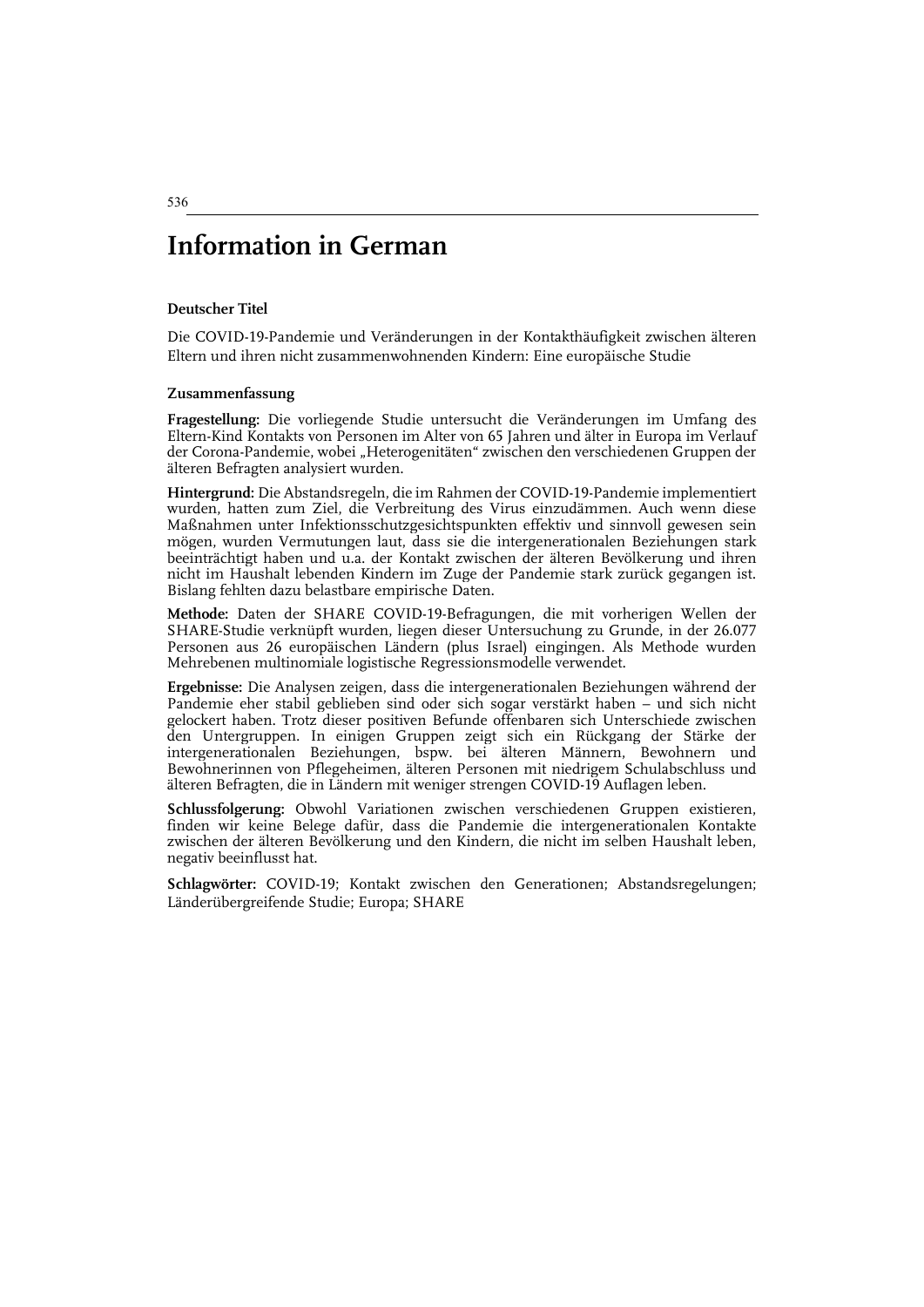# Information in German

**Deutscher Titel**

Die COVID-19-Pandemie und Veränderungen in der Kontakthäufigkeit zwischen älteren Eltern und ihren nicht zusammenwohnenden Kindern: Eine europäische Studie

**Zusammenfassung**

**Fragestellung:** Die vorliegende Studie untersucht die Veränderungen im Umfang des Eltern-Kind Kontakts von Personen im Alter von 65 Jahren und älter in Europa im Verlauf der Corona-Pandemie, wobei „Heterogenitäten" zwischen den verschiedenen Gruppen der älteren Befragten analysiert wurden.

**Hintergrund:** Die Abstandsregeln, die im Rahmen der COVID-19-Pandemie implementiert wurden, hatten zum Ziel, die Verbreitung des Virus einzudämmen. Auch wenn diese Maßnahmen unter Infektionsschutzgesichtspunkten effektiv und sinnvoll gewesen sein mögen, wurden Vermutungen laut, dass sie die intergenerationalen Beziehungen stark beeinträchtigt haben und u.a. der Kontakt zwischen der älteren Bevölkerung und ihren nicht im Haushalt lebenden Kindern im Zuge der Pandemie stark zurück gegangen ist. Bislang fehlten dazu belastbare empirische Daten.

**Methode:** Daten der SHARE COVID-19-Befragungen, die mit vorherigen Wellen der SHARE-Studie verknüpft wurden, liegen dieser Untersuchung zu Grunde, in der 26.077 Personen aus 26 europäischen Ländern (plus Israel) eingingen. Als Methode wurden Mehrebenen multinomiale logistische Regressionsmodelle verwendet.

**Ergebnisse:** Die Analysen zeigen, dass die intergenerationalen Beziehungen während der Pandemie eher stabil geblieben sind oder sich sogar verstärkt haben – und sich nicht gelockert haben. Trotz dieser positiven Befunde offenbaren sich Unterschiede zwischen den Untergruppen. In einigen Gruppen zeigt sich ein Rückgang der Stärke der intergenerationalen Beziehungen, bspw. bei älteren Männern, Bewohnern und Bewohnerinnen von Pflegeheimen, älteren Personen mit niedrigem Schulabschluss und älteren Befragten, die in Ländern mit weniger strengen COVID-19 Auflagen leben.

**Schlussfolgerung:** Obwohl Variationen zwischen verschiedenen Gruppen existieren, finden wir keine Belege dafür, dass die Pandemie die intergenerationalen Kontakte zwischen der älteren Bevölkerung und den Kindern, die nicht im selben Haushalt leben, negativ beeinflusst hat.

**Schlagwörter:** COVID-19; Kontakt zwischen den Generationen; Abstandsregelungen; Länderübergreifende Studie; Europa; SHARE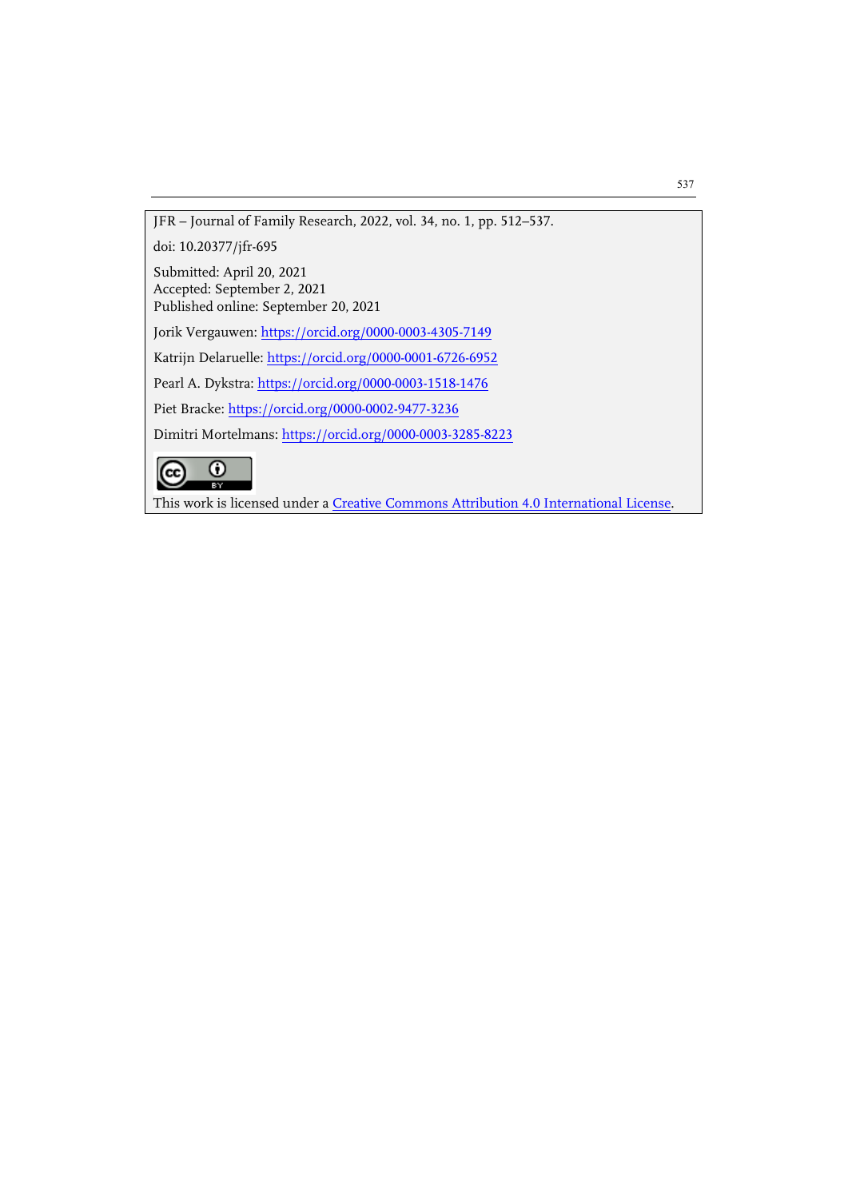JFR – Journal of Family Research, 2022, vol. 34, no. 1, pp. 512–537.

doi: 10.20377/jfr-695

Submitted: April 20, 2021
Accepted: September 2, 2021
Published online: September 20, 2021

Jorik Vergauwen: https://orcid.org/0000-0003-4305-7149

Katrijn Delaruelle: https://orcid.org/0000-0001-6726-6952

Pearl A. Dykstra: https://orcid.org/0000-0003-1518-1476

Piet Bracke: https://orcid.org/0000-0002-9477-3236

Dimitri Mortelmans: https://orcid.org/0000-0003-3285-8223

This work is licensed under a Creative Commons Attribution 4.0 International License.